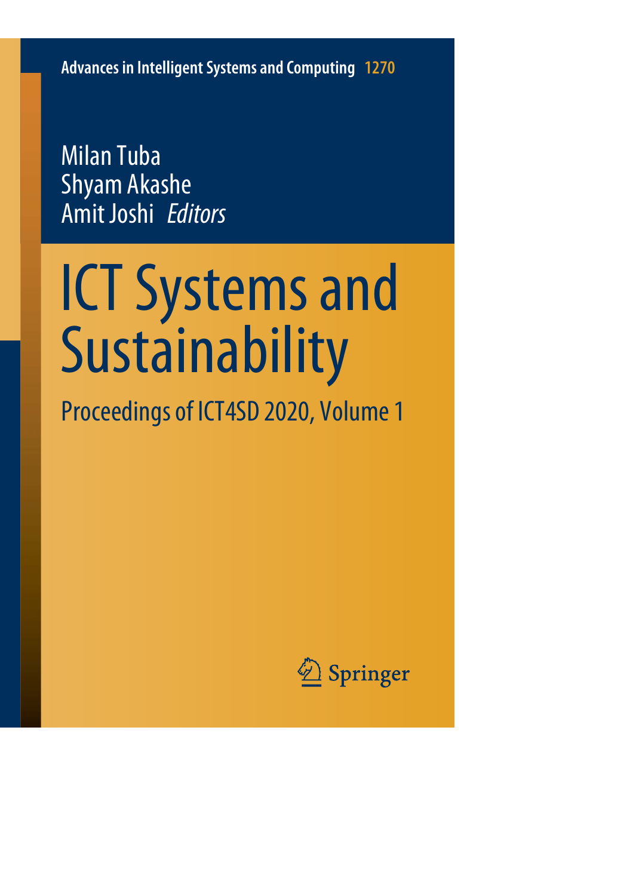Advances in Intelligent Systems and Computing 1270

Milan Tuba
Shyam Akashe
Amit Joshi *Editors*

# ICT Systems and Sustainability

## Proceedings of ICT4SD 2020, Volume 1

Springer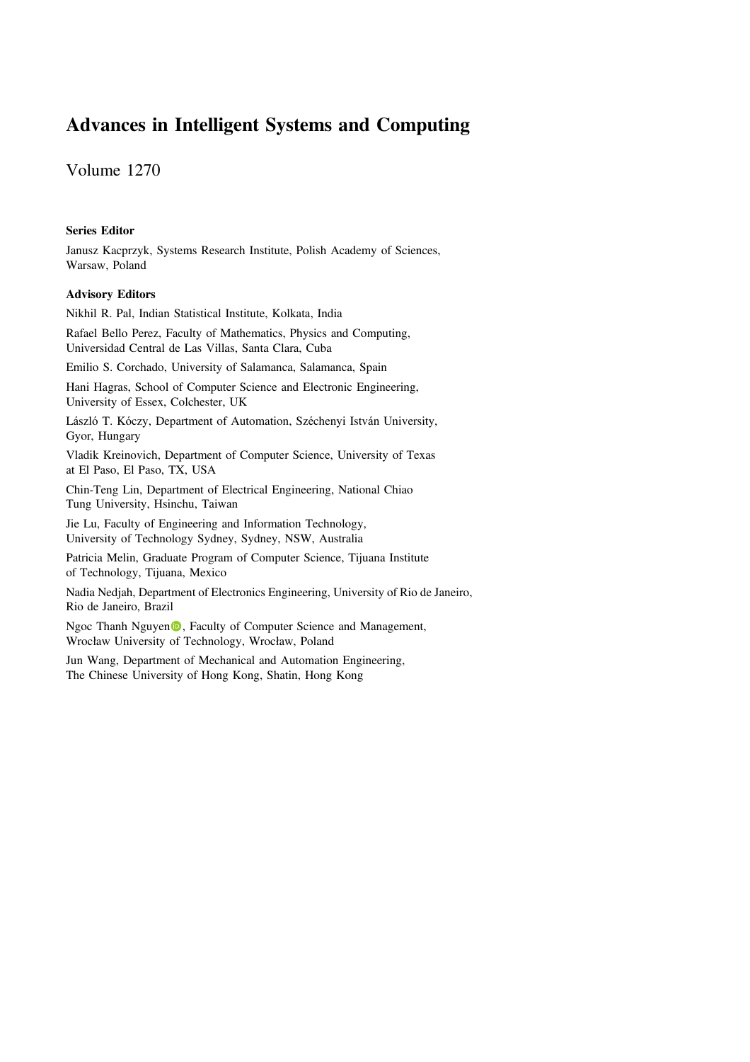# Advances in Intelligent Systems and Computing

Volume 1270

**Series Editor**

Janusz Kacprzyk, Systems Research Institute, Polish Academy of Sciences, Warsaw, Poland

**Advisory Editors**

Nikhil R. Pal, Indian Statistical Institute, Kolkata, India

Rafael Bello Perez, Faculty of Mathematics, Physics and Computing, Universidad Central de Las Villas, Santa Clara, Cuba

Emilio S. Corchado, University of Salamanca, Salamanca, Spain

Hani Hagras, School of Computer Science and Electronic Engineering, University of Essex, Colchester, UK

László T. Kóczy, Department of Automation, Széchenyi István University, Gyor, Hungary

Vladik Kreinovich, Department of Computer Science, University of Texas at El Paso, El Paso, TX, USA

Chin-Teng Lin, Department of Electrical Engineering, National Chiao Tung University, Hsinchu, Taiwan

Jie Lu, Faculty of Engineering and Information Technology, University of Technology Sydney, Sydney, NSW, Australia

Patricia Melin, Graduate Program of Computer Science, Tijuana Institute of Technology, Tijuana, Mexico

Nadia Nedjah, Department of Electronics Engineering, University of Rio de Janeiro, Rio de Janeiro, Brazil

Ngoc Thanh Nguyen, Faculty of Computer Science and Management, Wrocław University of Technology, Wrocław, Poland

Jun Wang, Department of Mechanical and Automation Engineering, The Chinese University of Hong Kong, Shatin, Hong Kong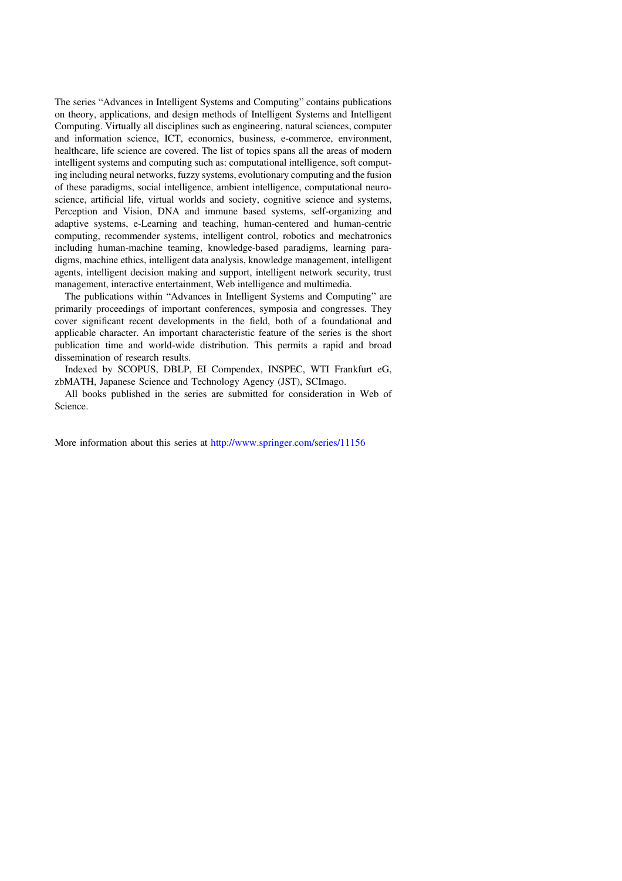The series "Advances in Intelligent Systems and Computing" contains publications on theory, applications, and design methods of Intelligent Systems and Intelligent Computing. Virtually all disciplines such as engineering, natural sciences, computer and information science, ICT, economics, business, e-commerce, environment, healthcare, life science are covered. The list of topics spans all the areas of modern intelligent systems and computing such as: computational intelligence, soft computing including neural networks, fuzzy systems, evolutionary computing and the fusion of these paradigms, social intelligence, ambient intelligence, computational neuroscience, artificial life, virtual worlds and society, cognitive science and systems, Perception and Vision, DNA and immune based systems, self-organizing and adaptive systems, e-Learning and teaching, human-centered and human-centric computing, recommender systems, intelligent control, robotics and mechatronics including human-machine teaming, knowledge-based paradigms, learning paradigms, machine ethics, intelligent data analysis, knowledge management, intelligent agents, intelligent decision making and support, intelligent network security, trust management, interactive entertainment, Web intelligence and multimedia.

The publications within "Advances in Intelligent Systems and Computing" are primarily proceedings of important conferences, symposia and congresses. They cover significant recent developments in the field, both of a foundational and applicable character. An important characteristic feature of the series is the short publication time and world-wide distribution. This permits a rapid and broad dissemination of research results.

Indexed by SCOPUS, DBLP, EI Compendex, INSPEC, WTI Frankfurt eG, zbMATH, Japanese Science and Technology Agency (JST), SCImago.

All books published in the series are submitted for consideration in Web of Science.

More information about this series at http://www.springer.com/series/11156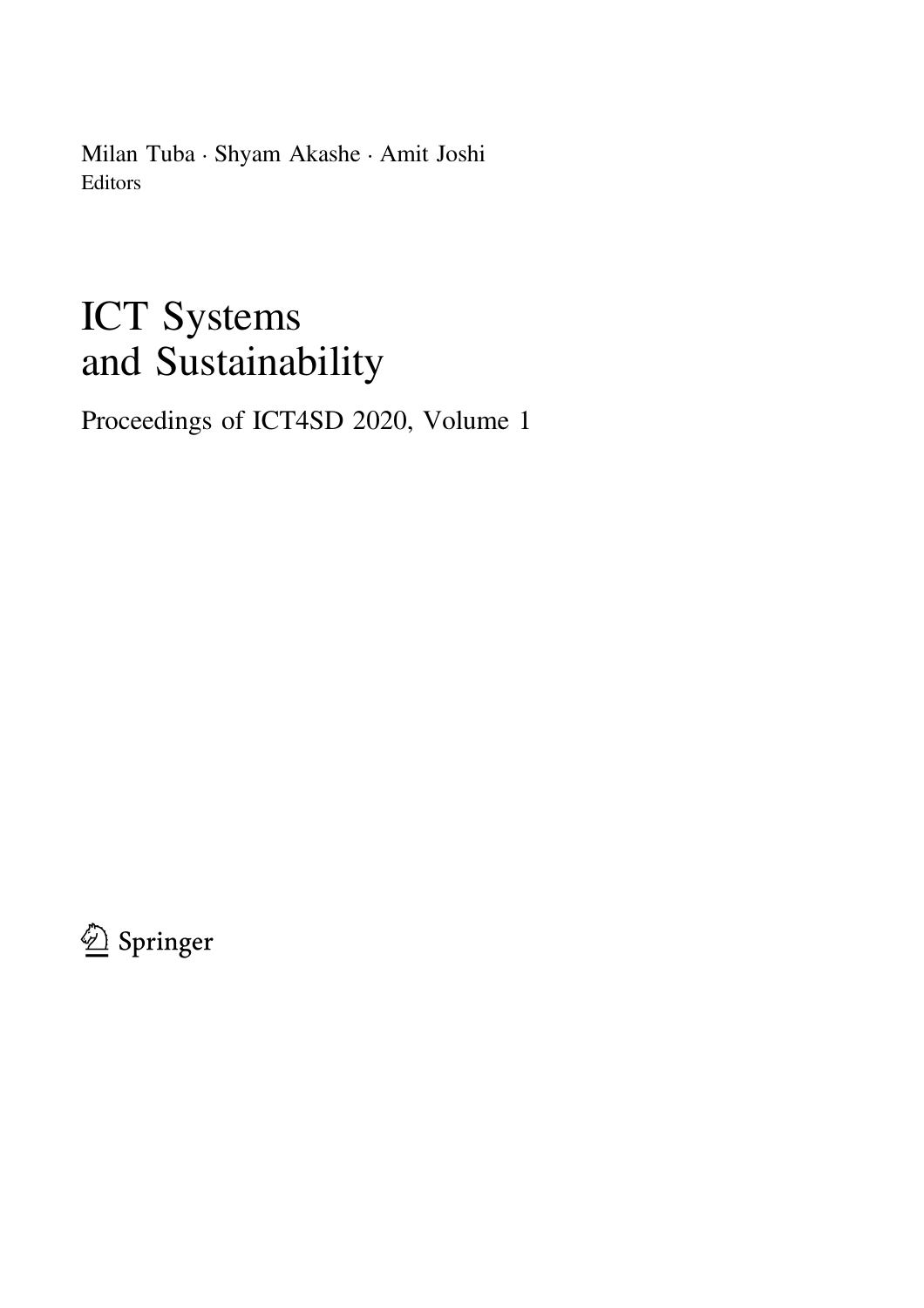Milan Tuba · Shyam Akashe · Amit Joshi
Editors

# ICT Systems and Sustainability

Proceedings of ICT4SD 2020, Volume 1

Springer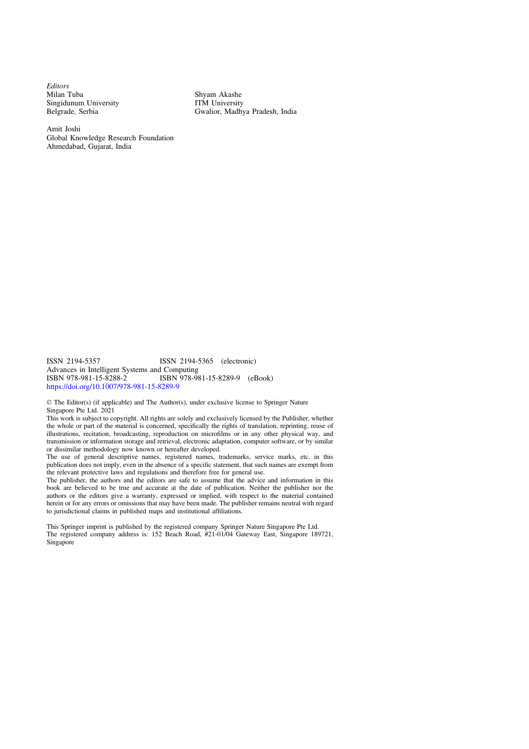*Editors*

Milan Tuba
Singidunum University
Belgrade, Serbia

Shyam Akashe
ITM University
Gwalior, Madhya Pradesh, India

Amit Joshi
Global Knowledge Research Foundation
Ahmedabad, Gujarat, India

ISSN 2194-5357 ISSN 2194-5365 (electronic)
Advances in Intelligent Systems and Computing
ISBN 978-981-15-8288-2 ISBN 978-981-15-8289-9 (eBook)
https://doi.org/10.1007/978-981-15-8289-9

© The Editor(s) (if applicable) and The Author(s), under exclusive license to Springer Nature Singapore Pte Ltd. 2021

This work is subject to copyright. All rights are solely and exclusively licensed by the Publisher, whether the whole or part of the material is concerned, specifically the rights of translation, reprinting, reuse of illustrations, recitation, broadcasting, reproduction on microfilms or in any other physical way, and transmission or information storage and retrieval, electronic adaptation, computer software, or by similar or dissimilar methodology now known or hereafter developed.

The use of general descriptive names, registered names, trademarks, service marks, etc. in this publication does not imply, even in the absence of a specific statement, that such names are exempt from the relevant protective laws and regulations and therefore free for general use.

The publisher, the authors and the editors are safe to assume that the advice and information in this book are believed to be true and accurate at the date of publication. Neither the publisher nor the authors or the editors give a warranty, expressed or implied, with respect to the material contained herein or for any errors or omissions that may have been made. The publisher remains neutral with regard to jurisdictional claims in published maps and institutional affiliations.

This Springer imprint is published by the registered company Springer Nature Singapore Pte Ltd.
The registered company address is: 152 Beach Road, #21-01/04 Gateway East, Singapore 189721, Singapore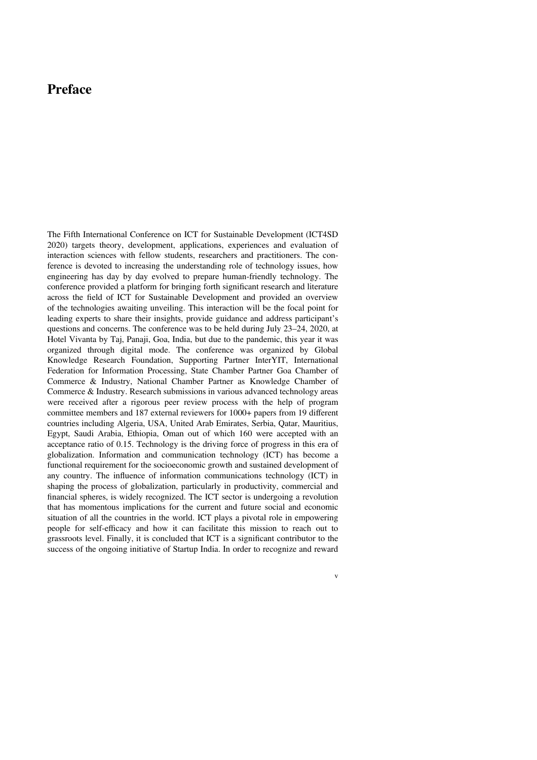# Preface

The Fifth International Conference on ICT for Sustainable Development (ICT4SD 2020) targets theory, development, applications, experiences and evaluation of interaction sciences with fellow students, researchers and practitioners. The conference is devoted to increasing the understanding role of technology issues, how engineering has day by day evolved to prepare human-friendly technology. The conference provided a platform for bringing forth significant research and literature across the field of ICT for Sustainable Development and provided an overview of the technologies awaiting unveiling. This interaction will be the focal point for leading experts to share their insights, provide guidance and address participant's questions and concerns. The conference was to be held during July 23–24, 2020, at Hotel Vivanta by Taj, Panaji, Goa, India, but due to the pandemic, this year it was organized through digital mode. The conference was organized by Global Knowledge Research Foundation, Supporting Partner InterYIT, International Federation for Information Processing, State Chamber Partner Goa Chamber of Commerce & Industry, National Chamber Partner as Knowledge Chamber of Commerce & Industry. Research submissions in various advanced technology areas were received after a rigorous peer review process with the help of program committee members and 187 external reviewers for 1000+ papers from 19 different countries including Algeria, USA, United Arab Emirates, Serbia, Qatar, Mauritius, Egypt, Saudi Arabia, Ethiopia, Oman out of which 160 were accepted with an acceptance ratio of 0.15. Technology is the driving force of progress in this era of globalization. Information and communication technology (ICT) has become a functional requirement for the socioeconomic growth and sustained development of any country. The influence of information communications technology (ICT) in shaping the process of globalization, particularly in productivity, commercial and financial spheres, is widely recognized. The ICT sector is undergoing a revolution that has momentous implications for the current and future social and economic situation of all the countries in the world. ICT plays a pivotal role in empowering people for self-efficacy and how it can facilitate this mission to reach out to grassroots level. Finally, it is concluded that ICT is a significant contributor to the success of the ongoing initiative of Startup India. In order to recognize and reward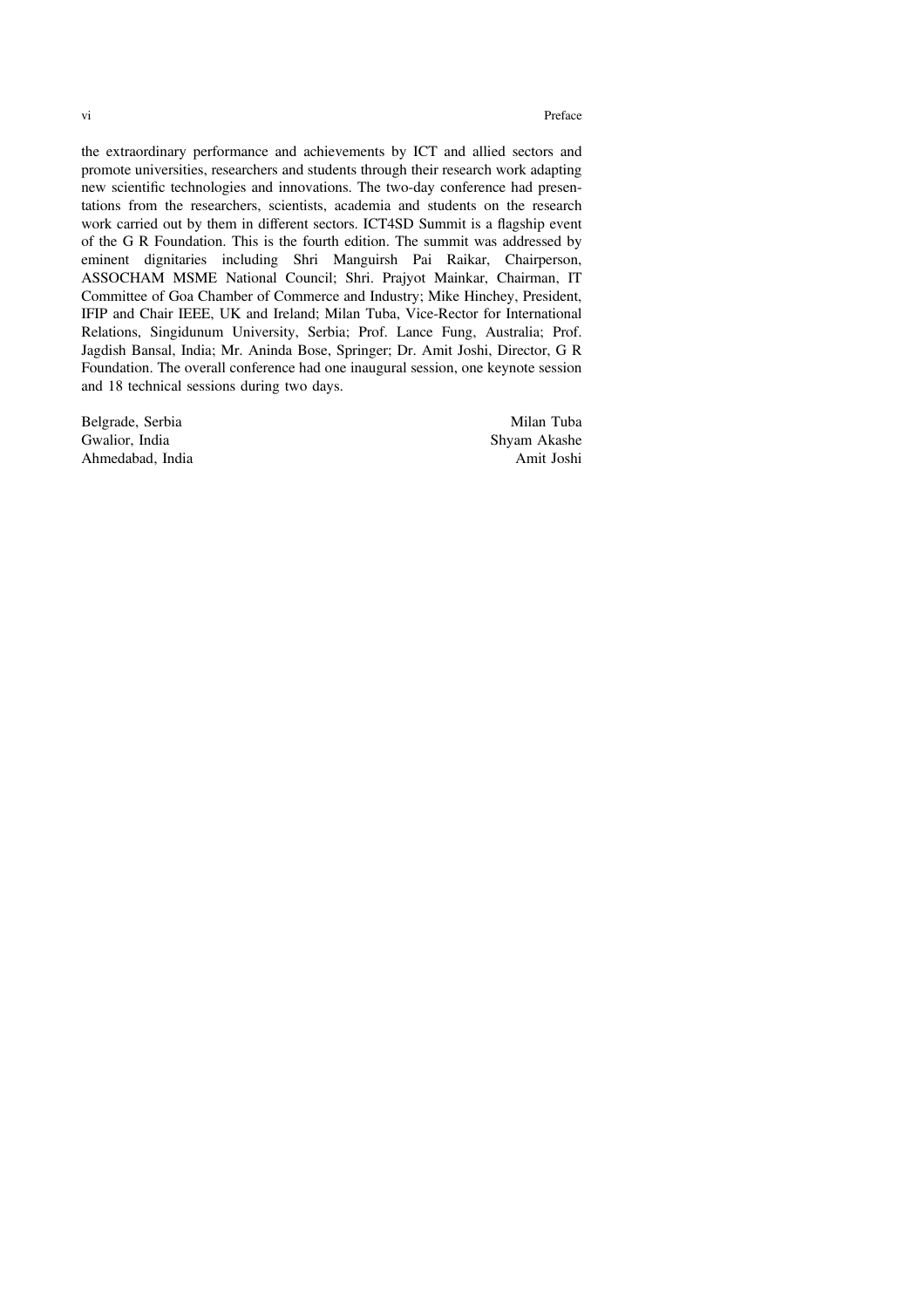the extraordinary performance and achievements by ICT and allied sectors and promote universities, researchers and students through their research work adapting new scientific technologies and innovations. The two-day conference had presentations from the researchers, scientists, academia and students on the research work carried out by them in different sectors. ICT4SD Summit is a flagship event of the G R Foundation. This is the fourth edition. The summit was addressed by eminent dignitaries including Shri Manguirsh Pai Raikar, Chairperson, ASSOCHAM MSME National Council; Shri. Prajyot Mainkar, Chairman, IT Committee of Goa Chamber of Commerce and Industry; Mike Hinchey, President, IFIP and Chair IEEE, UK and Ireland; Milan Tuba, Vice-Rector for International Relations, Singidunum University, Serbia; Prof. Lance Fung, Australia; Prof. Jagdish Bansal, India; Mr. Aninda Bose, Springer; Dr. Amit Joshi, Director, G R Foundation. The overall conference had one inaugural session, one keynote session and 18 technical sessions during two days.

Belgrade, Serbia — Milan Tuba
Gwalior, India — Shyam Akashe
Ahmedabad, India — Amit Joshi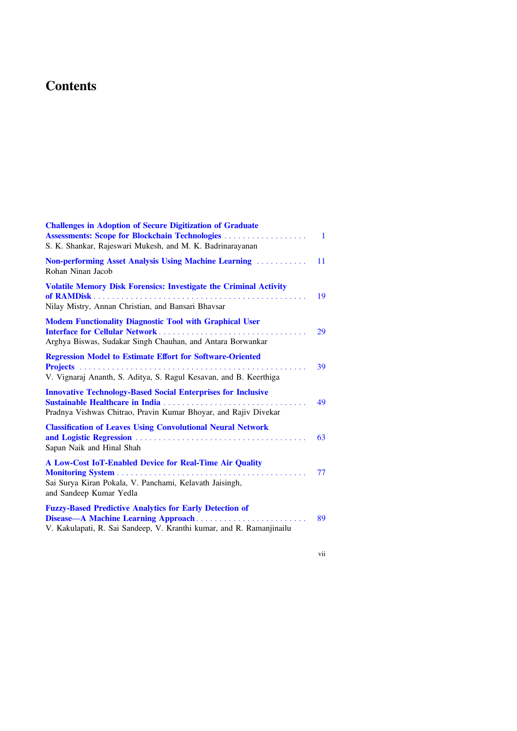# Contents

**Challenges in Adoption of Secure Digitization of Graduate Assessments: Scope for Blockchain Technologies** . . . . . . . . . . . . . . . . . . 1
S. K. Shankar, Rajeswari Mukesh, and M. K. Badrinarayanan

**Non-performing Asset Analysis Using Machine Learning** . . . . . . . . . . . 11
Rohan Ninan Jacob

**Volatile Memory Disk Forensics: Investigate the Criminal Activity of RAMDisk** . . . . . . . . . . . . . . . . . . . . . . . . . . . . . . . . . . . . . . . . . . . . . . 19
Nilay Mistry, Annan Christian, and Bansari Bhavsar

**Modem Functionality Diagnostic Tool with Graphical User Interface for Cellular Network** . . . . . . . . . . . . . . . . . . . . . . . . . . . . . . . . 29
Arghya Biswas, Sudakar Singh Chauhan, and Antara Borwankar

**Regression Model to Estimate Effort for Software-Oriented Projects** . . . . . . . . . . . . . . . . . . . . . . . . . . . . . . . . . . . . . . . . . . . . . . . . . . 39
V. Vignaraj Ananth, S. Aditya, S. Ragul Kesavan, and B. Keerthiga

**Innovative Technology-Based Social Enterprises for Inclusive Sustainable Healthcare in India** . . . . . . . . . . . . . . . . . . . . . . . . . . . . . . . 49
Pradnya Vishwas Chitrao, Pravin Kumar Bhoyar, and Rajiv Divekar

**Classification of Leaves Using Convolutional Neural Network and Logistic Regression** . . . . . . . . . . . . . . . . . . . . . . . . . . . . . . . . . . . . . 63
Sapan Naik and Hinal Shah

**A Low-Cost IoT-Enabled Device for Real-Time Air Quality Monitoring System** . . . . . . . . . . . . . . . . . . . . . . . . . . . . . . . . . . . . . . . . . . 77
Sai Surya Kiran Pokala, V. Panchami, Kelavath Jaisingh, and Sandeep Kumar Yedla

**Fuzzy-Based Predictive Analytics for Early Detection of Disease—A Machine Learning Approach** . . . . . . . . . . . . . . . . . . . . . . . . 89
V. Kakulapati, R. Sai Sandeep, V. Kranthi kumar, and R. Ramanjinailu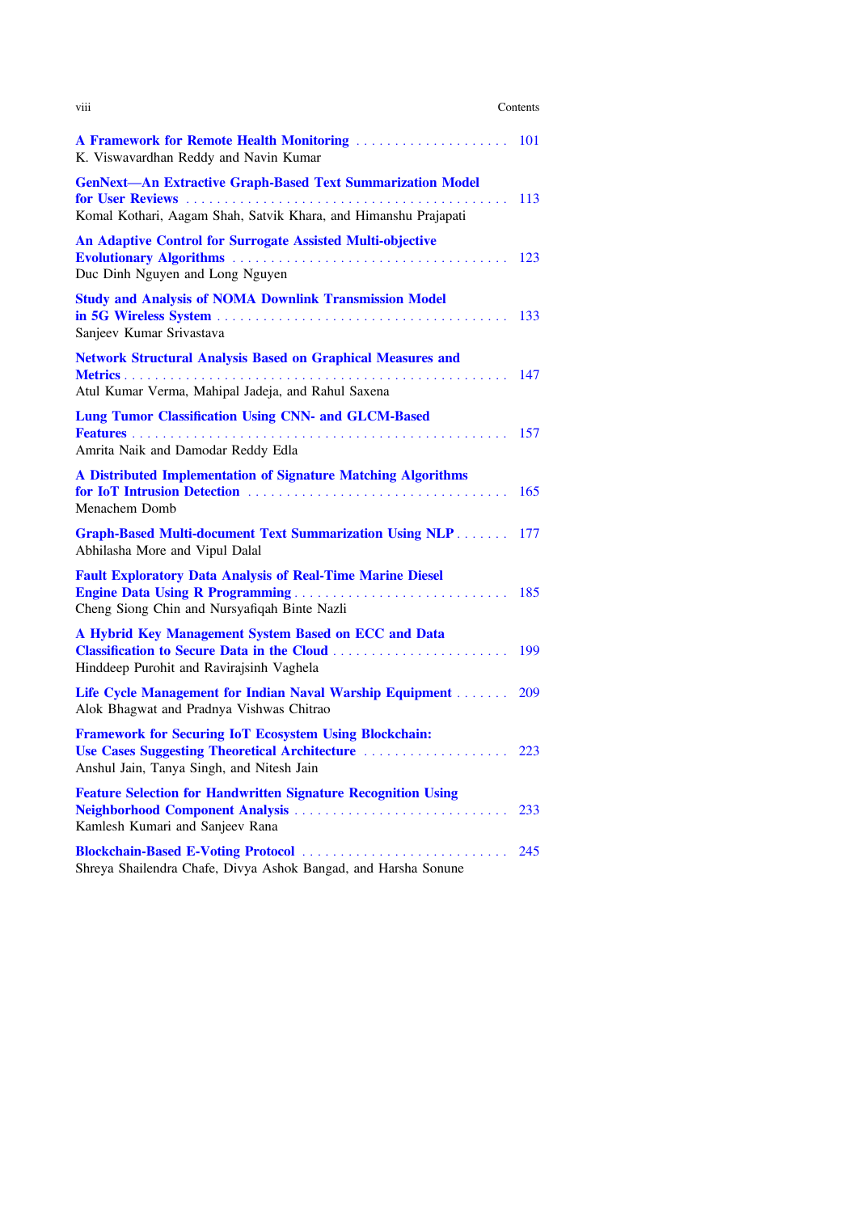**A Framework for Remote Health Monitoring** . . . . . . . . . . . . . . . . . . . . 101
K. Viswavardhan Reddy and Navin Kumar

**GenNext—An Extractive Graph-Based Text Summarization Model for User Reviews** . . . . . . . . . . . . . . . . . . . . . . . . . . . . . . . . . . . . . . . . . . 113
Komal Kothari, Aagam Shah, Satvik Khara, and Himanshu Prajapati

**An Adaptive Control for Surrogate Assisted Multi-objective Evolutionary Algorithms** . . . . . . . . . . . . . . . . . . . . . . . . . . . . . . . . . . . . 123
Duc Dinh Nguyen and Long Nguyen

**Study and Analysis of NOMA Downlink Transmission Model in 5G Wireless System** . . . . . . . . . . . . . . . . . . . . . . . . . . . . . . . . . . . . . 133
Sanjeev Kumar Srivastava

**Network Structural Analysis Based on Graphical Measures and Metrics** . . . . . . . . . . . . . . . . . . . . . . . . . . . . . . . . . . . . . . . . . . . . . . . . . . 147
Atul Kumar Verma, Mahipal Jadeja, and Rahul Saxena

**Lung Tumor Classification Using CNN- and GLCM-Based Features** . . . . . . . . . . . . . . . . . . . . . . . . . . . . . . . . . . . . . . . . . . . . . . . . . 157
Amrita Naik and Damodar Reddy Edla

**A Distributed Implementation of Signature Matching Algorithms for IoT Intrusion Detection** . . . . . . . . . . . . . . . . . . . . . . . . . . . . . . . . . . 165
Menachem Domb

**Graph-Based Multi-document Text Summarization Using NLP** . . . . . . . 177
Abhilasha More and Vipul Dalal

**Fault Exploratory Data Analysis of Real-Time Marine Diesel Engine Data Using R Programming** . . . . . . . . . . . . . . . . . . . . . . . . . . . . 185
Cheng Siong Chin and Nursyafiqah Binte Nazli

**A Hybrid Key Management System Based on ECC and Data Classification to Secure Data in the Cloud** . . . . . . . . . . . . . . . . . . . . . . . 199
Hinddeep Purohit and Ravirajsinh Vaghela

**Life Cycle Management for Indian Naval Warship Equipment** . . . . . . . 209
Alok Bhagwat and Pradnya Vishwas Chitrao

**Framework for Securing IoT Ecosystem Using Blockchain: Use Cases Suggesting Theoretical Architecture** . . . . . . . . . . . . . . . . . . . 223
Anshul Jain, Tanya Singh, and Nitesh Jain

**Feature Selection for Handwritten Signature Recognition Using Neighborhood Component Analysis** . . . . . . . . . . . . . . . . . . . . . . . . . . . . 233
Kamlesh Kumari and Sanjeev Rana

**Blockchain-Based E-Voting Protocol** . . . . . . . . . . . . . . . . . . . . . . . . . . . 245
Shreya Shailendra Chafe, Divya Ashok Bangad, and Harsha Sonune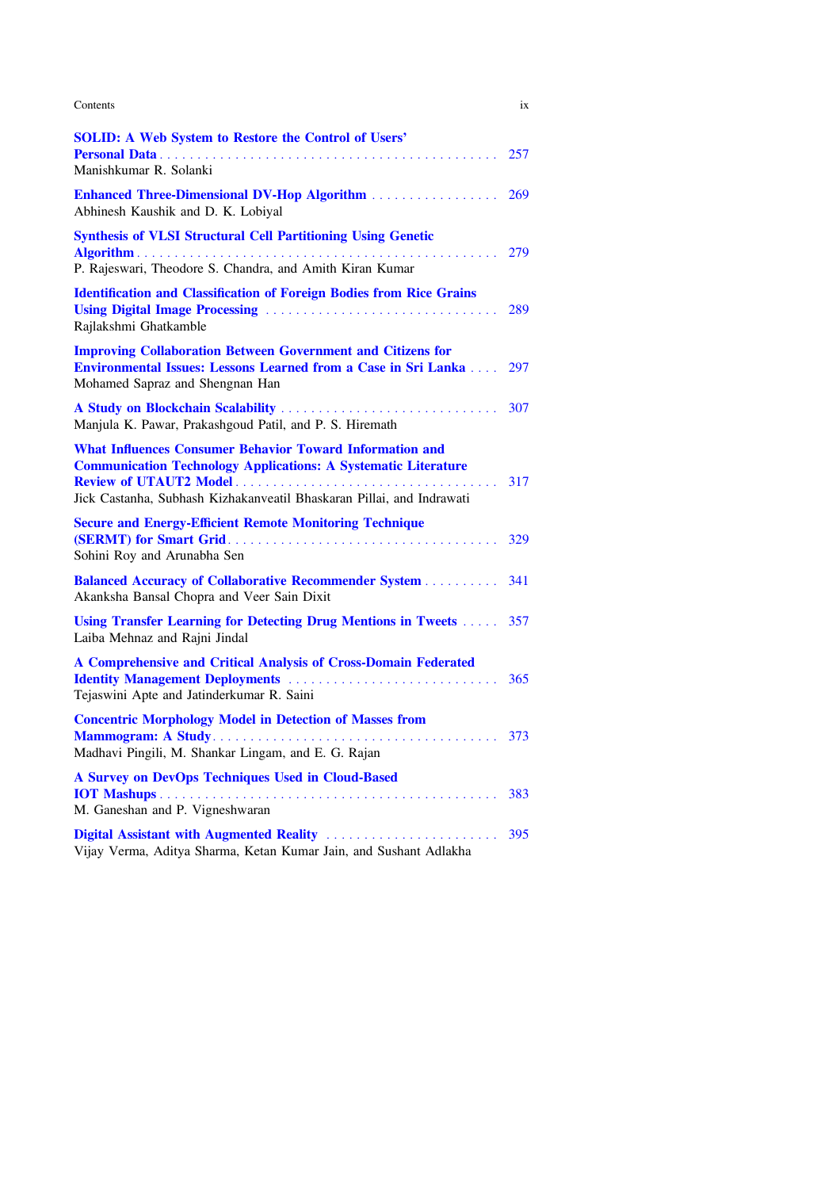**SOLID: A Web System to Restore the Control of Users' Personal Data** . . . . . . . . . . . . . . . . . . . . . . . . . . . . . . . . . . . . . . . . . . . . . 257
Manishkumar R. Solanki

**Enhanced Three-Dimensional DV-Hop Algorithm** . . . . . . . . . . . . . . . . . 269
Abhinesh Kaushik and D. K. Lobiyal

**Synthesis of VLSI Structural Cell Partitioning Using Genetic Algorithm** . . . . . . . . . . . . . . . . . . . . . . . . . . . . . . . . . . . . . . . . . . . . . . . 279
P. Rajeswari, Theodore S. Chandra, and Amith Kiran Kumar

**Identification and Classification of Foreign Bodies from Rice Grains Using Digital Image Processing** . . . . . . . . . . . . . . . . . . . . . . . . . . . . . . 289
Rajlakshmi Ghatkamble

**Improving Collaboration Between Government and Citizens for Environmental Issues: Lessons Learned from a Case in Sri Lanka** . . . . 297
Mohamed Sapraz and Shengnan Han

**A Study on Blockchain Scalability** . . . . . . . . . . . . . . . . . . . . . . . . . . . . 307
Manjula K. Pawar, Prakashgoud Patil, and P. S. Hiremath

**What Influences Consumer Behavior Toward Information and Communication Technology Applications: A Systematic Literature Review of UTAUT2 Model** . . . . . . . . . . . . . . . . . . . . . . . . . . . . . . . . . . . 317
Jick Castanha, Subhash Kizhakanveatil Bhaskaran Pillai, and Indrawati

**Secure and Energy-Efficient Remote Monitoring Technique (SERMT) for Smart Grid** . . . . . . . . . . . . . . . . . . . . . . . . . . . . . . . . . . . . 329
Sohini Roy and Arunabha Sen

**Balanced Accuracy of Collaborative Recommender System** . . . . . . . . . . 341
Akanksha Bansal Chopra and Veer Sain Dixit

**Using Transfer Learning for Detecting Drug Mentions in Tweets** . . . . . 357
Laiba Mehnaz and Rajni Jindal

**A Comprehensive and Critical Analysis of Cross-Domain Federated Identity Management Deployments** . . . . . . . . . . . . . . . . . . . . . . . . . . . . 365
Tejaswini Apte and Jatinderkumar R. Saini

**Concentric Morphology Model in Detection of Masses from Mammogram: A Study** . . . . . . . . . . . . . . . . . . . . . . . . . . . . . . . . . . . . . . 373
Madhavi Pingili, M. Shankar Lingam, and E. G. Rajan

**A Survey on DevOps Techniques Used in Cloud-Based IOT Mashups** . . . . . . . . . . . . . . . . . . . . . . . . . . . . . . . . . . . . . . . . . . . . . . . 383
M. Ganeshan and P. Vigneshwaran

**Digital Assistant with Augmented Reality** . . . . . . . . . . . . . . . . . . . . . . . 395
Vijay Verma, Aditya Sharma, Ketan Kumar Jain, and Sushant Adlakha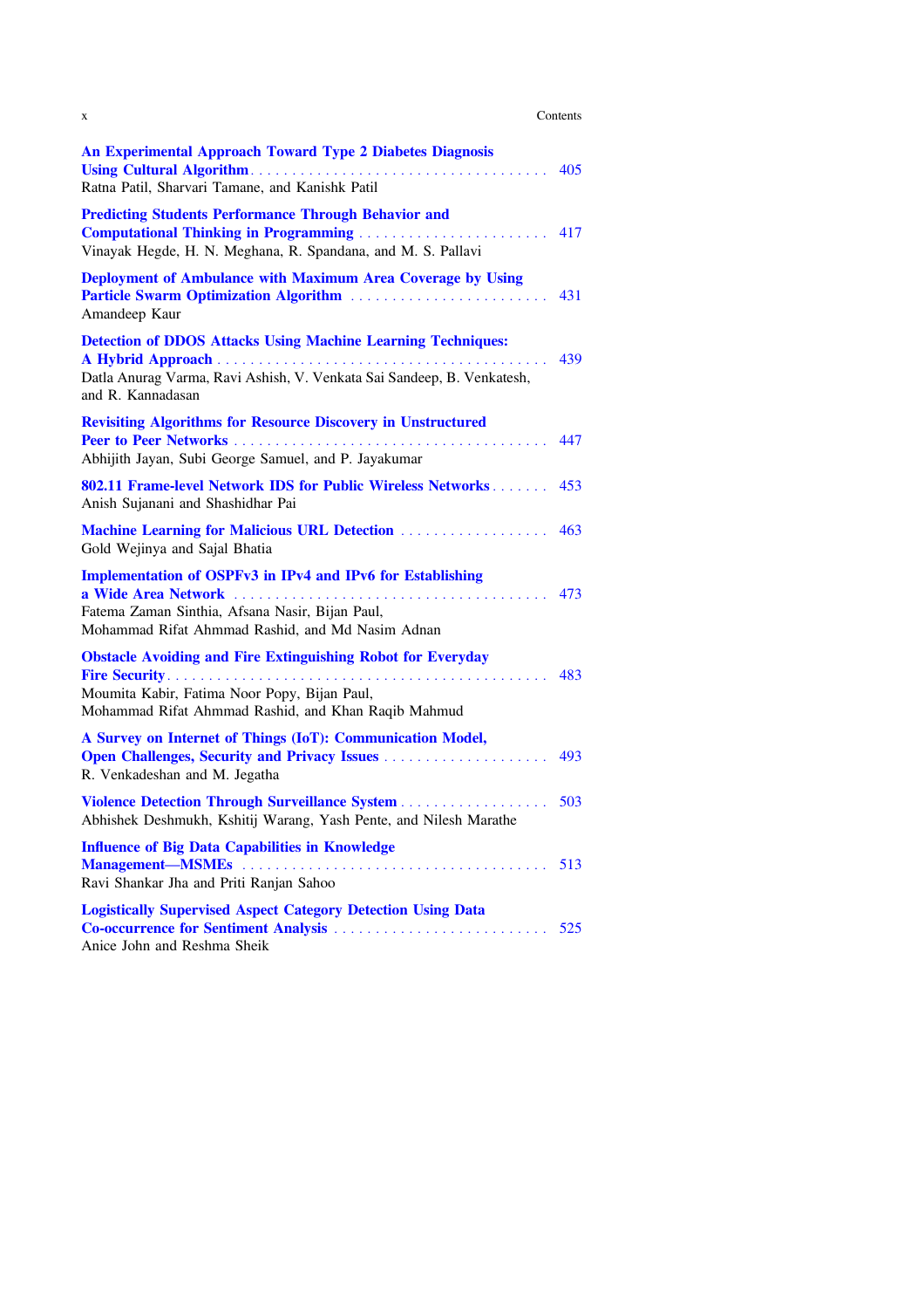**An Experimental Approach Toward Type 2 Diabetes Diagnosis Using Cultural Algorithm** . . . . . . . . . . 405
Ratna Patil, Sharvari Tamane, and Kanishk Patil

**Predicting Students Performance Through Behavior and Computational Thinking in Programming** . . . . . . . . . . 417
Vinayak Hegde, H. N. Meghana, R. Spandana, and M. S. Pallavi

**Deployment of Ambulance with Maximum Area Coverage by Using Particle Swarm Optimization Algorithm** . . . . . . . . . . 431
Amandeep Kaur

**Detection of DDOS Attacks Using Machine Learning Techniques: A Hybrid Approach** . . . . . . . . . . 439
Datla Anurag Varma, Ravi Ashish, V. Venkata Sai Sandeep, B. Venkatesh, and R. Kannadasan

**Revisiting Algorithms for Resource Discovery in Unstructured Peer to Peer Networks** . . . . . . . . . . 447
Abhijith Jayan, Subi George Samuel, and P. Jayakumar

**802.11 Frame-level Network IDS for Public Wireless Networks** . . . . . . . . . . 453
Anish Sujanani and Shashidhar Pai

**Machine Learning for Malicious URL Detection** . . . . . . . . . . 463
Gold Wejinya and Sajal Bhatia

**Implementation of OSPFv3 in IPv4 and IPv6 for Establishing a Wide Area Network** . . . . . . . . . . 473
Fatema Zaman Sinthia, Afsana Nasir, Bijan Paul, Mohammad Rifat Ahmmad Rashid, and Md Nasim Adnan

**Obstacle Avoiding and Fire Extinguishing Robot for Everyday Fire Security** . . . . . . . . . . 483
Moumita Kabir, Fatima Noor Popy, Bijan Paul, Mohammad Rifat Ahmmad Rashid, and Khan Raqib Mahmud

**A Survey on Internet of Things (IoT): Communication Model, Open Challenges, Security and Privacy Issues** . . . . . . . . . . 493
R. Venkadeshan and M. Jegatha

**Violence Detection Through Surveillance System** . . . . . . . . . . 503
Abhishek Deshmukh, Kshitij Warang, Yash Pente, and Nilesh Marathe

**Influence of Big Data Capabilities in Knowledge Management—MSMEs** . . . . . . . . . . 513
Ravi Shankar Jha and Priti Ranjan Sahoo

**Logistically Supervised Aspect Category Detection Using Data Co-occurrence for Sentiment Analysis** . . . . . . . . . . 525
Anice John and Reshma Sheik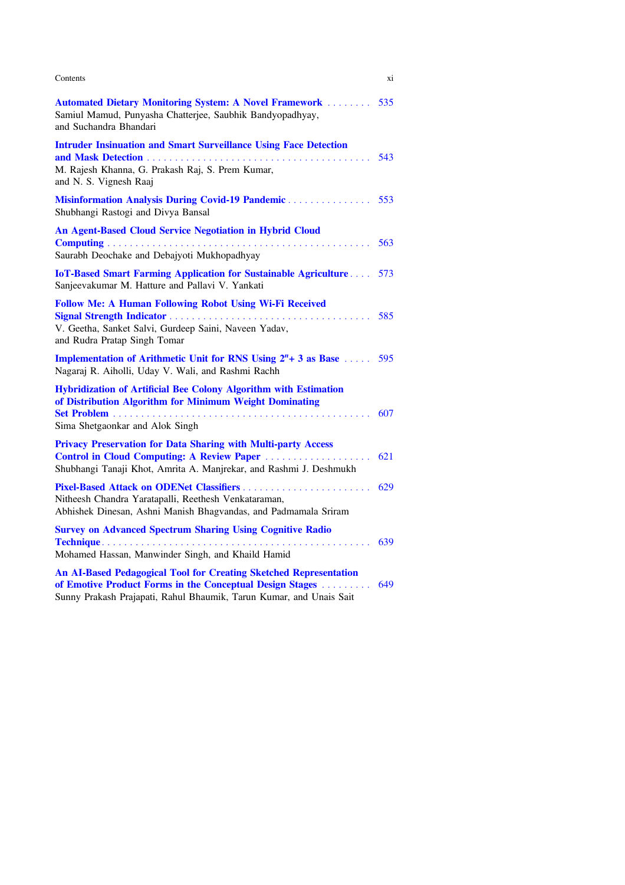**Automated Dietary Monitoring System: A Novel Framework** . . . . . . . . 535
Samiul Mamud, Punyasha Chatterjee, Saubhik Bandyopadhyay, and Suchandra Bhandari

**Intruder Insinuation and Smart Surveillance Using Face Detection and Mask Detection** . . . . . . . . . . . . . . . . . . . . . . . . . . . . . . . . . . . . . 543
M. Rajesh Khanna, G. Prakash Raj, S. Prem Kumar, and N. S. Vignesh Raaj

**Misinformation Analysis During Covid-19 Pandemic** . . . . . . . . . . . . . . . 553
Shubhangi Rastogi and Divya Bansal

**An Agent-Based Cloud Service Negotiation in Hybrid Cloud Computing** . . . . . . . . . . . . . . . . . . . . . . . . . . . . . . . . . . . . . . . . . . . . . . . 563
Saurabh Deochake and Debajyoti Mukhopadhyay

**IoT-Based Smart Farming Application for Sustainable Agriculture** . . . . 573
Sanjeevakumar M. Hatture and Pallavi V. Yankati

**Follow Me: A Human Following Robot Using Wi-Fi Received Signal Strength Indicator** . . . . . . . . . . . . . . . . . . . . . . . . . . . . . . . . . . . . 585
V. Geetha, Sanket Salvi, Gurdeep Saini, Naveen Yadav, and Rudra Pratap Singh Tomar

**Implementation of Arithmetic Unit for RNS Using $2^n + 3$ as Base** . . . . . 595
Nagaraj R. Aiholli, Uday V. Wali, and Rashmi Rachh

**Hybridization of Artificial Bee Colony Algorithm with Estimation of Distribution Algorithm for Minimum Weight Dominating Set Problem** . . . . . . . . . . . . . . . . . . . . . . . . . . . . . . . . . . . . . . . . . . . . . 607
Sima Shetgaonkar and Alok Singh

**Privacy Preservation for Data Sharing with Multi-party Access Control in Cloud Computing: A Review Paper** . . . . . . . . . . . . . . . . . . . 621
Shubhangi Tanaji Khot, Amrita A. Manjrekar, and Rashmi J. Deshmukh

**Pixel-Based Attack on ODENet Classifiers** . . . . . . . . . . . . . . . . . . . . . . . . 629
Nitheesh Chandra Yaratapalli, Reethesh Venkataraman, Abhishek Dinesan, Ashni Manish Bhagvandas, and Padmamala Sriram

**Survey on Advanced Spectrum Sharing Using Cognitive Radio Technique** . . . . . . . . . . . . . . . . . . . . . . . . . . . . . . . . . . . . . . . . . . . . . . . . 639
Mohamed Hassan, Manwinder Singh, and Khaild Hamid

**An AI-Based Pedagogical Tool for Creating Sketched Representation of Emotive Product Forms in the Conceptual Design Stages** . . . . . . . . . 649
Sunny Prakash Prajapati, Rahul Bhaumik, Tarun Kumar, and Unais Sait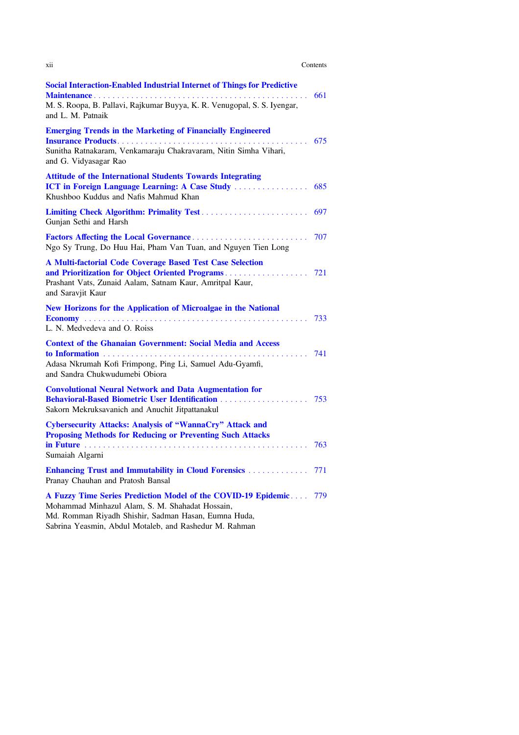**Social Interaction-Enabled Industrial Internet of Things for Predictive Maintenance** . . . . . . . . . . . . . . . . . . . . . . . . . . . . . . . . . . . . . . . . . . . . . . . 661
M. S. Roopa, B. Pallavi, Rajkumar Buyya, K. R. Venugopal, S. S. Iyengar, and L. M. Patnaik

**Emerging Trends in the Marketing of Financially Engineered Insurance Products** . . . . . . . . . . . . . . . . . . . . . . . . . . . . . . . . . . . . . . . . . . 675
Sunitha Ratnakaram, Venkamaraju Chakravaram, Nitin Simha Vihari, and G. Vidyasagar Rao

**Attitude of the International Students Towards Integrating ICT in Foreign Language Learning: A Case Study** . . . . . . . . . . . . . . . . 685
Khushboo Kuddus and Nafis Mahmud Khan

**Limiting Check Algorithm: Primality Test** . . . . . . . . . . . . . . . . . . . . . . . 697
Gunjan Sethi and Harsh

**Factors Affecting the Local Governance** . . . . . . . . . . . . . . . . . . . . . . . . . 707
Ngo Sy Trung, Do Huu Hai, Pham Van Tuan, and Nguyen Tien Long

**A Multi-factorial Code Coverage Based Test Case Selection and Prioritization for Object Oriented Programs** . . . . . . . . . . . . . . . . . . 721
Prashant Vats, Zunaid Aalam, Satnam Kaur, Amritpal Kaur, and Saravjit Kaur

**New Horizons for the Application of Microalgae in the National Economy** . . . . . . . . . . . . . . . . . . . . . . . . . . . . . . . . . . . . . . . . . . . . . . . . . 733
L. N. Medvedeva and O. Roiss

**Context of the Ghanaian Government: Social Media and Access to Information** . . . . . . . . . . . . . . . . . . . . . . . . . . . . . . . . . . . . . . . . . . . . . 741
Adasa Nkrumah Kofi Frimpong, Ping Li, Samuel Adu-Gyamfi, and Sandra Chukwudumebi Obiora

**Convolutional Neural Network and Data Augmentation for Behavioral-Based Biometric User Identification** . . . . . . . . . . . . . . . . . . . 753
Sakorn Mekruksavanich and Anuchit Jitpattanakul

**Cybersecurity Attacks: Analysis of "WannaCry" Attack and Proposing Methods for Reducing or Preventing Such Attacks in Future** . . . . . . . . . . . . . . . . . . . . . . . . . . . . . . . . . . . . . . . . . . . . . . . . 763
Sumaiah Algarni

**Enhancing Trust and Immutability in Cloud Forensics** . . . . . . . . . . . . . 771
Pranay Chauhan and Pratosh Bansal

**A Fuzzy Time Series Prediction Model of the COVID-19 Epidemic** . . . . 779
Mohammad Minhazul Alam, S. M. Shahadat Hossain, Md. Romman Riyadh Shishir, Sadman Hasan, Eumna Huda, Sabrina Yeasmin, Abdul Motaleb, and Rashedur M. Rahman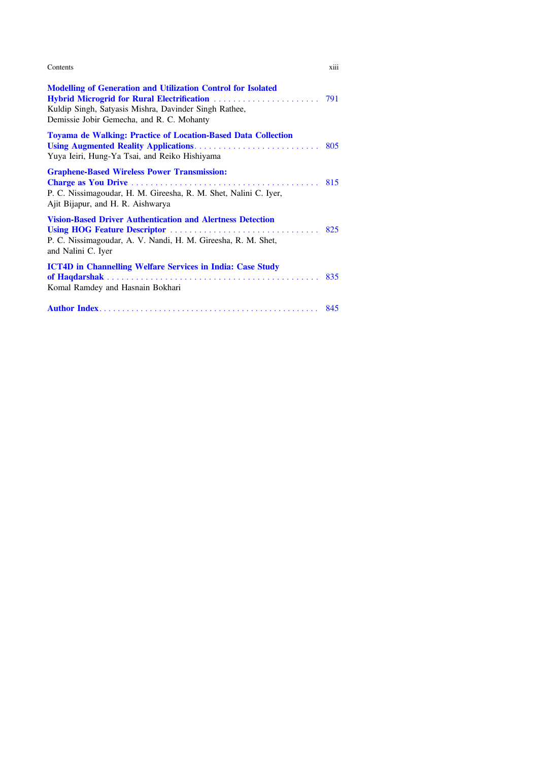**Modelling of Generation and Utilization Control for Isolated Hybrid Microgrid for Rural Electrification** . . . . . . . . . . . . . . . . . . . . . . 791
Kuldip Singh, Satyasis Mishra, Davinder Singh Rathee, Demissie Jobir Gemecha, and R. C. Mohanty

**Toyama de Walking: Practice of Location-Based Data Collection Using Augmented Reality Applications** . . . . . . . . . . . . . . . . . . . . . . . . . . 805
Yuya Ieiri, Hung-Ya Tsai, and Reiko Hishiyama

**Graphene-Based Wireless Power Transmission: Charge as You Drive** . . . . . . . . . . . . . . . . . . . . . . . . . . . . . . . . . . . . . . . . 815
P. C. Nissimagoudar, H. M. Gireesha, R. M. Shet, Nalini C. Iyer, Ajit Bijapur, and H. R. Aishwarya

**Vision-Based Driver Authentication and Alertness Detection Using HOG Feature Descriptor** . . . . . . . . . . . . . . . . . . . . . . . . . . . . . . . . 825
P. C. Nissimagoudar, A. V. Nandi, H. M. Gireesha, R. M. Shet, and Nalini C. Iyer

**ICT4D in Channelling Welfare Services in India: Case Study of Haqdarshak** . . . . . . . . . . . . . . . . . . . . . . . . . . . . . . . . . . . . . . . . . . . . . 835
Komal Ramdey and Hasnain Bokhari

**Author Index** . . . . . . . . . . . . . . . . . . . . . . . . . . . . . . . . . . . . . . . . . . . . . . . . 845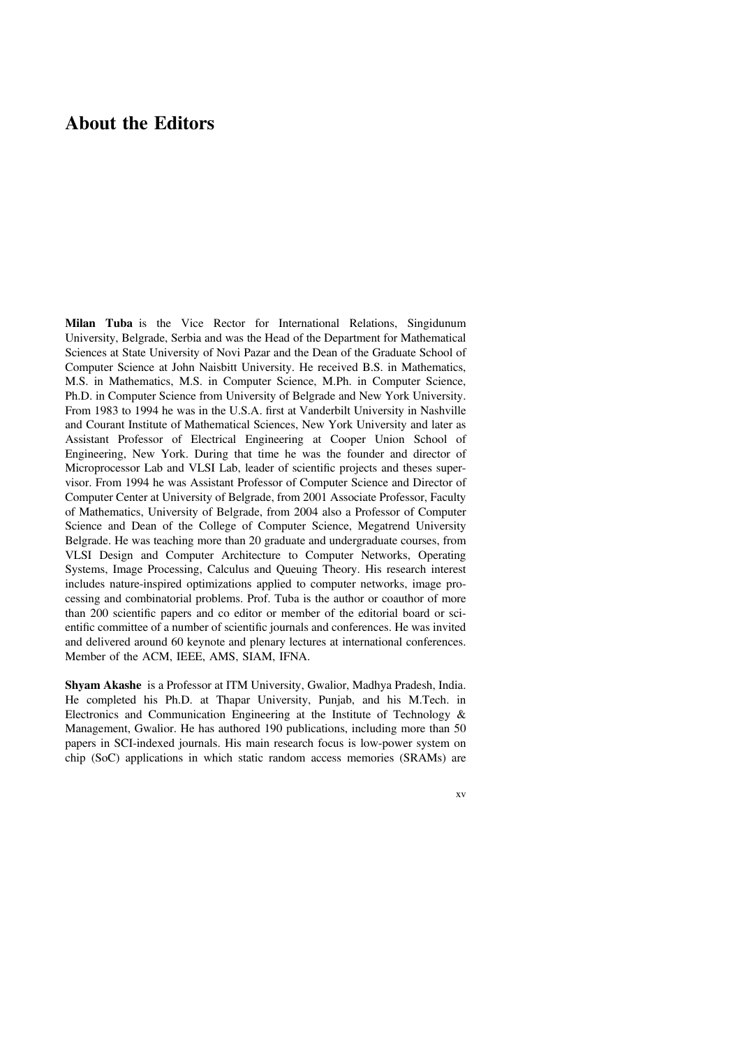# About the Editors

**Milan Tuba** is the Vice Rector for International Relations, Singidunum University, Belgrade, Serbia and was the Head of the Department for Mathematical Sciences at State University of Novi Pazar and the Dean of the Graduate School of Computer Science at John Naisbitt University. He received B.S. in Mathematics, M.S. in Mathematics, M.S. in Computer Science, M.Ph. in Computer Science, Ph.D. in Computer Science from University of Belgrade and New York University. From 1983 to 1994 he was in the U.S.A. first at Vanderbilt University in Nashville and Courant Institute of Mathematical Sciences, New York University and later as Assistant Professor of Electrical Engineering at Cooper Union School of Engineering, New York. During that time he was the founder and director of Microprocessor Lab and VLSI Lab, leader of scientific projects and theses supervisor. From 1994 he was Assistant Professor of Computer Science and Director of Computer Center at University of Belgrade, from 2001 Associate Professor, Faculty of Mathematics, University of Belgrade, from 2004 also a Professor of Computer Science and Dean of the College of Computer Science, Megatrend University Belgrade. He was teaching more than 20 graduate and undergraduate courses, from VLSI Design and Computer Architecture to Computer Networks, Operating Systems, Image Processing, Calculus and Queuing Theory. His research interest includes nature-inspired optimizations applied to computer networks, image processing and combinatorial problems. Prof. Tuba is the author or coauthor of more than 200 scientific papers and co editor or member of the editorial board or scientific committee of a number of scientific journals and conferences. He was invited and delivered around 60 keynote and plenary lectures at international conferences. Member of the ACM, IEEE, AMS, SIAM, IFNA.

**Shyam Akashe** is a Professor at ITM University, Gwalior, Madhya Pradesh, India. He completed his Ph.D. at Thapar University, Punjab, and his M.Tech. in Electronics and Communication Engineering at the Institute of Technology & Management, Gwalior. He has authored 190 publications, including more than 50 papers in SCI-indexed journals. His main research focus is low-power system on chip (SoC) applications in which static random access memories (SRAMs) are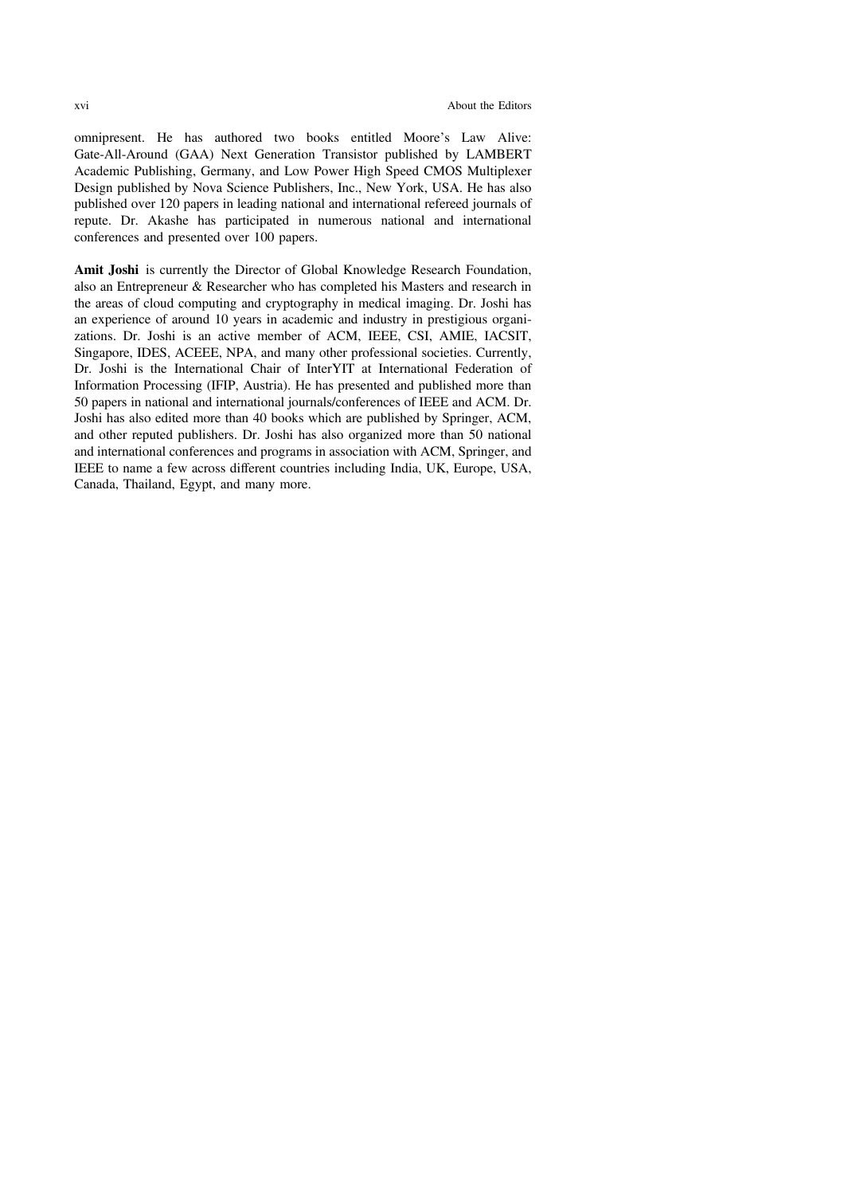omnipresent. He has authored two books entitled Moore's Law Alive: Gate-All-Around (GAA) Next Generation Transistor published by LAMBERT Academic Publishing, Germany, and Low Power High Speed CMOS Multiplexer Design published by Nova Science Publishers, Inc., New York, USA. He has also published over 120 papers in leading national and international refereed journals of repute. Dr. Akashe has participated in numerous national and international conferences and presented over 100 papers.

**Amit Joshi** is currently the Director of Global Knowledge Research Foundation, also an Entrepreneur & Researcher who has completed his Masters and research in the areas of cloud computing and cryptography in medical imaging. Dr. Joshi has an experience of around 10 years in academic and industry in prestigious organizations. Dr. Joshi is an active member of ACM, IEEE, CSI, AMIE, IACSIT, Singapore, IDES, ACEEE, NPA, and many other professional societies. Currently, Dr. Joshi is the International Chair of InterYIT at International Federation of Information Processing (IFIP, Austria). He has presented and published more than 50 papers in national and international journals/conferences of IEEE and ACM. Dr. Joshi has also edited more than 40 books which are published by Springer, ACM, and other reputed publishers. Dr. Joshi has also organized more than 50 national and international conferences and programs in association with ACM, Springer, and IEEE to name a few across different countries including India, UK, Europe, USA, Canada, Thailand, Egypt, and many more.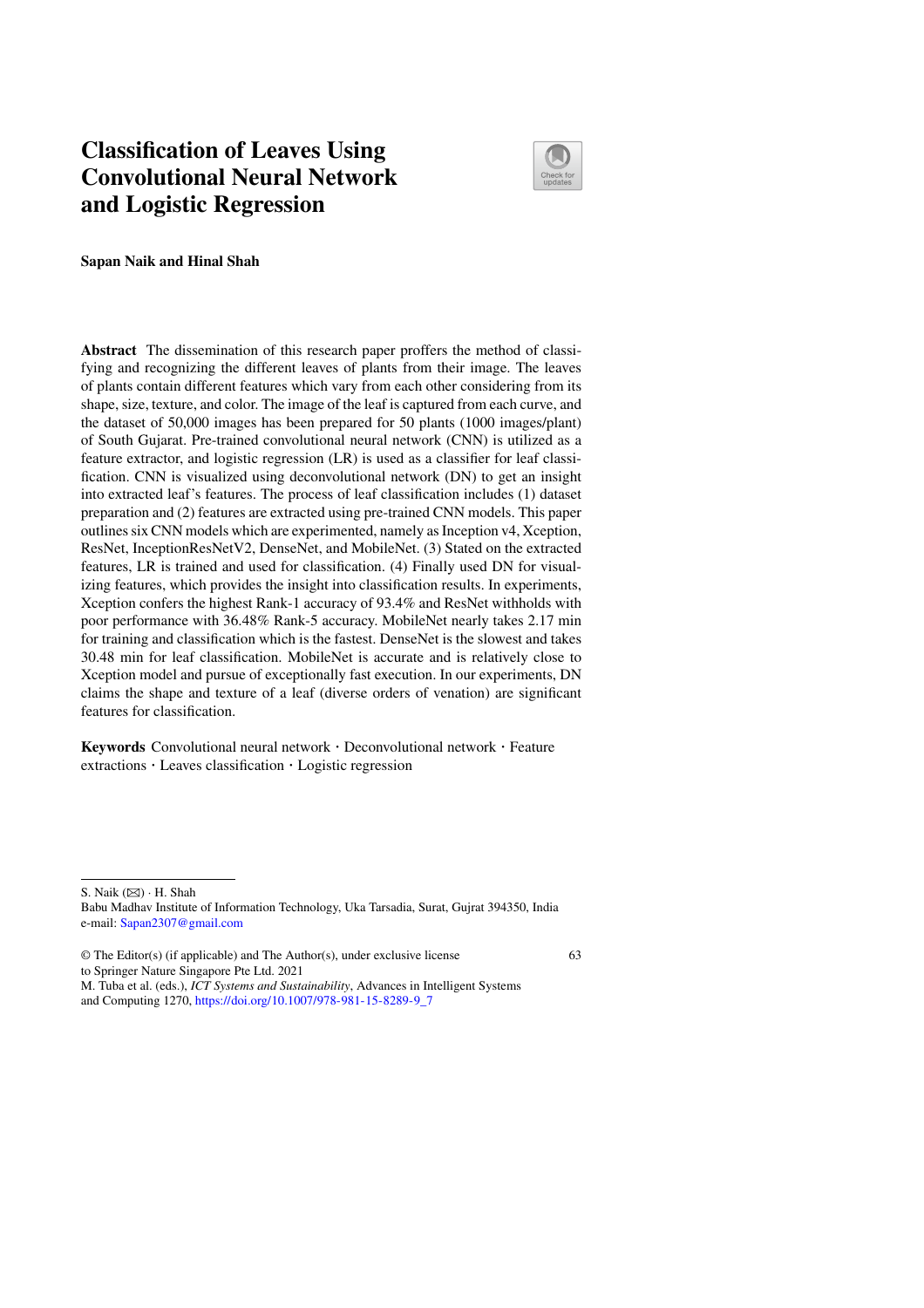# Classification of Leaves Using Convolutional Neural Network and Logistic Regression

**Sapan Naik and Hinal Shah**

**Abstract** The dissemination of this research paper proffers the method of classifying and recognizing the different leaves of plants from their image. The leaves of plants contain different features which vary from each other considering from its shape, size, texture, and color. The image of the leaf is captured from each curve, and the dataset of 50,000 images has been prepared for 50 plants (1000 images/plant) of South Gujarat. Pre-trained convolutional neural network (CNN) is utilized as a feature extractor, and logistic regression (LR) is used as a classifier for leaf classification. CNN is visualized using deconvolutional network (DN) to get an insight into extracted leaf's features. The process of leaf classification includes (1) dataset preparation and (2) features are extracted using pre-trained CNN models. This paper outlines six CNN models which are experimented, namely as Inception v4, Xception, ResNet, InceptionResNetV2, DenseNet, and MobileNet. (3) Stated on the extracted features, LR is trained and used for classification. (4) Finally used DN for visualizing features, which provides the insight into classification results. In experiments, Xception confers the highest Rank-1 accuracy of 93.4% and ResNet withholds with poor performance with 36.48% Rank-5 accuracy. MobileNet nearly takes 2.17 min for training and classification which is the fastest. DenseNet is the slowest and takes 30.48 min for leaf classification. MobileNet is accurate and is relatively close to Xception model and pursue of exceptionally fast execution. In our experiments, DN claims the shape and texture of a leaf (diverse orders of venation) are significant features for classification.

**Keywords** Convolutional neural network · Deconvolutional network · Feature extractions · Leaves classification · Logistic regression

---

S. Naik (✉) · H. Shah
Babu Madhav Institute of Information Technology, Uka Tarsadia, Surat, Gujrat 394350, India
e-mail: Sapan2307@gmail.com

© The Editor(s) (if applicable) and The Author(s), under exclusive license to Springer Nature Singapore Pte Ltd. 2021
M. Tuba et al. (eds.), *ICT Systems and Sustainability*, Advances in Intelligent Systems and Computing 1270, https://doi.org/10.1007/978-981-15-8289-9_7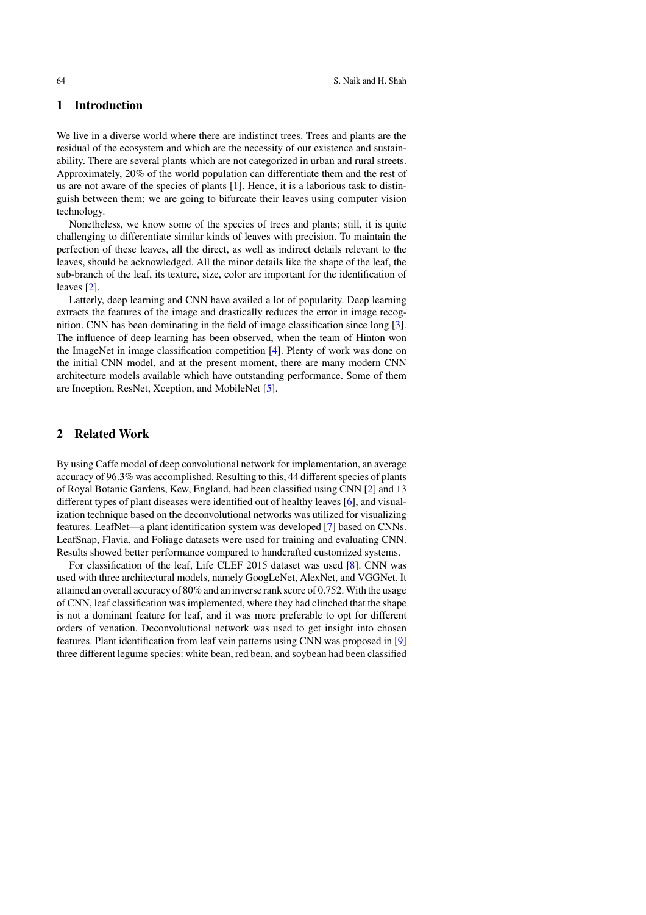## 1 Introduction

We live in a diverse world where there are indistinct trees. Trees and plants are the residual of the ecosystem and which are the necessity of our existence and sustainability. There are several plants which are not categorized in urban and rural streets. Approximately, 20% of the world population can differentiate them and the rest of us are not aware of the species of plants [1]. Hence, it is a laborious task to distinguish between them; we are going to bifurcate their leaves using computer vision technology.

Nonetheless, we know some of the species of trees and plants; still, it is quite challenging to differentiate similar kinds of leaves with precision. To maintain the perfection of these leaves, all the direct, as well as indirect details relevant to the leaves, should be acknowledged. All the minor details like the shape of the leaf, the sub-branch of the leaf, its texture, size, color are important for the identification of leaves [2].

Latterly, deep learning and CNN have availed a lot of popularity. Deep learning extracts the features of the image and drastically reduces the error in image recognition. CNN has been dominating in the field of image classification since long [3]. The influence of deep learning has been observed, when the team of Hinton won the ImageNet in image classification competition [4]. Plenty of work was done on the initial CNN model, and at the present moment, there are many modern CNN architecture models available which have outstanding performance. Some of them are Inception, ResNet, Xception, and MobileNet [5].

## 2 Related Work

By using Caffe model of deep convolutional network for implementation, an average accuracy of 96.3% was accomplished. Resulting to this, 44 different species of plants of Royal Botanic Gardens, Kew, England, had been classified using CNN [2] and 13 different types of plant diseases were identified out of healthy leaves [6], and visualization technique based on the deconvolutional networks was utilized for visualizing features. LeafNet—a plant identification system was developed [7] based on CNNs. LeafSnap, Flavia, and Foliage datasets were used for training and evaluating CNN. Results showed better performance compared to handcrafted customized systems.

For classification of the leaf, Life CLEF 2015 dataset was used [8]. CNN was used with three architectural models, namely GoogLeNet, AlexNet, and VGGNet. It attained an overall accuracy of 80% and an inverse rank score of 0.752. With the usage of CNN, leaf classification was implemented, where they had clinched that the shape is not a dominant feature for leaf, and it was more preferable to opt for different orders of venation. Deconvolutional network was used to get insight into chosen features. Plant identification from leaf vein patterns using CNN was proposed in [9] three different legume species: white bean, red bean, and soybean had been classified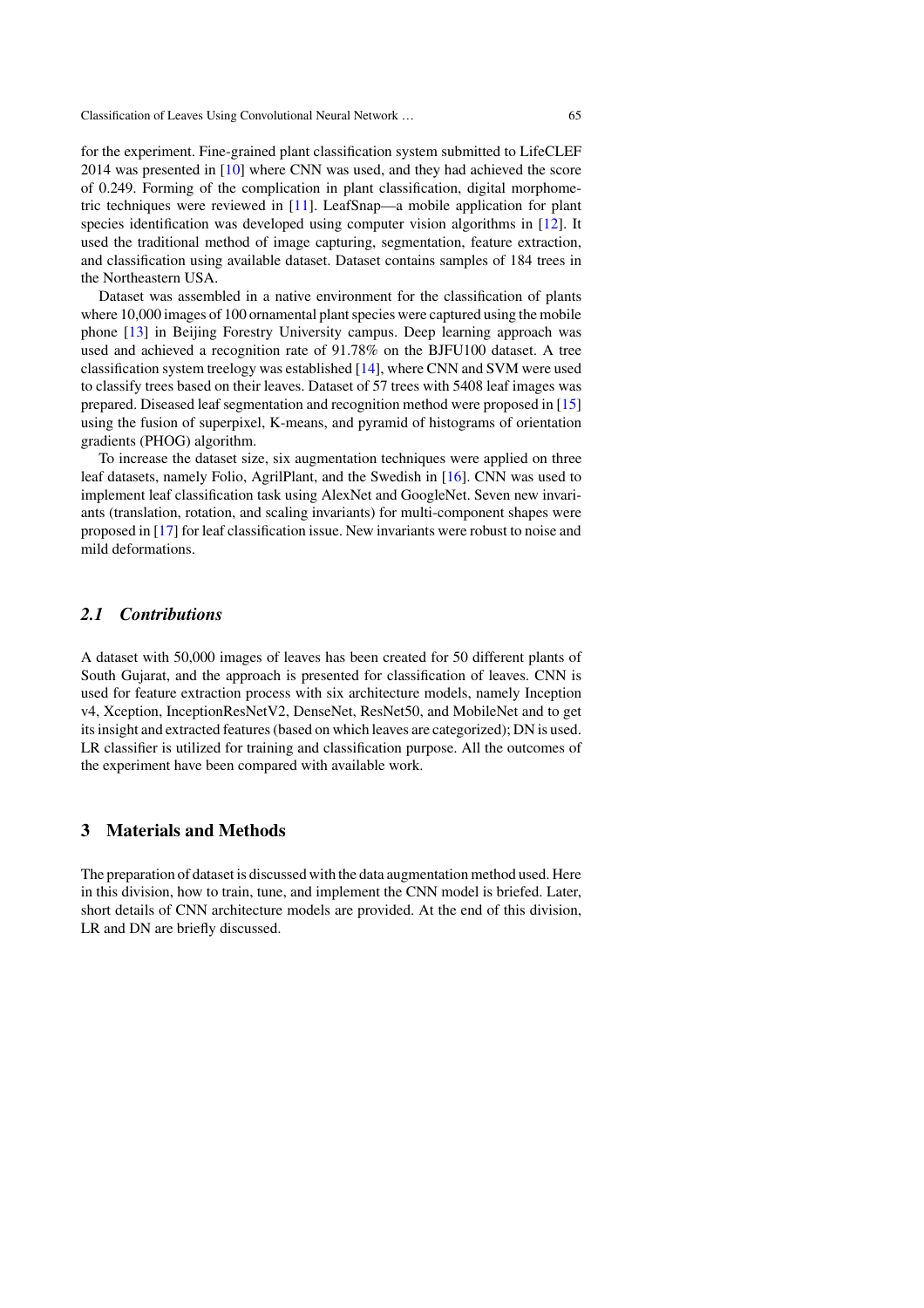for the experiment. Fine-grained plant classification system submitted to LifeCLEF 2014 was presented in [10] where CNN was used, and they had achieved the score of 0.249. Forming of the complication in plant classification, digital morphometric techniques were reviewed in [11]. LeafSnap—a mobile application for plant species identification was developed using computer vision algorithms in [12]. It used the traditional method of image capturing, segmentation, feature extraction, and classification using available dataset. Dataset contains samples of 184 trees in the Northeastern USA.

Dataset was assembled in a native environment for the classification of plants where 10,000 images of 100 ornamental plant species were captured using the mobile phone [13] in Beijing Forestry University campus. Deep learning approach was used and achieved a recognition rate of 91.78% on the BJFU100 dataset. A tree classification system treelogy was established [14], where CNN and SVM were used to classify trees based on their leaves. Dataset of 57 trees with 5408 leaf images was prepared. Diseased leaf segmentation and recognition method were proposed in [15] using the fusion of superpixel, K-means, and pyramid of histograms of orientation gradients (PHOG) algorithm.

To increase the dataset size, six augmentation techniques were applied on three leaf datasets, namely Folio, AgrilPlant, and the Swedish in [16]. CNN was used to implement leaf classification task using AlexNet and GoogleNet. Seven new invariants (translation, rotation, and scaling invariants) for multi-component shapes were proposed in [17] for leaf classification issue. New invariants were robust to noise and mild deformations.

### *2.1 Contributions*

A dataset with 50,000 images of leaves has been created for 50 different plants of South Gujarat, and the approach is presented for classification of leaves. CNN is used for feature extraction process with six architecture models, namely Inception v4, Xception, InceptionResNetV2, DenseNet, ResNet50, and MobileNet and to get its insight and extracted features (based on which leaves are categorized); DN is used. LR classifier is utilized for training and classification purpose. All the outcomes of the experiment have been compared with available work.

## 3 Materials and Methods

The preparation of dataset is discussed with the data augmentation method used. Here in this division, how to train, tune, and implement the CNN model is briefed. Later, short details of CNN architecture models are provided. At the end of this division, LR and DN are briefly discussed.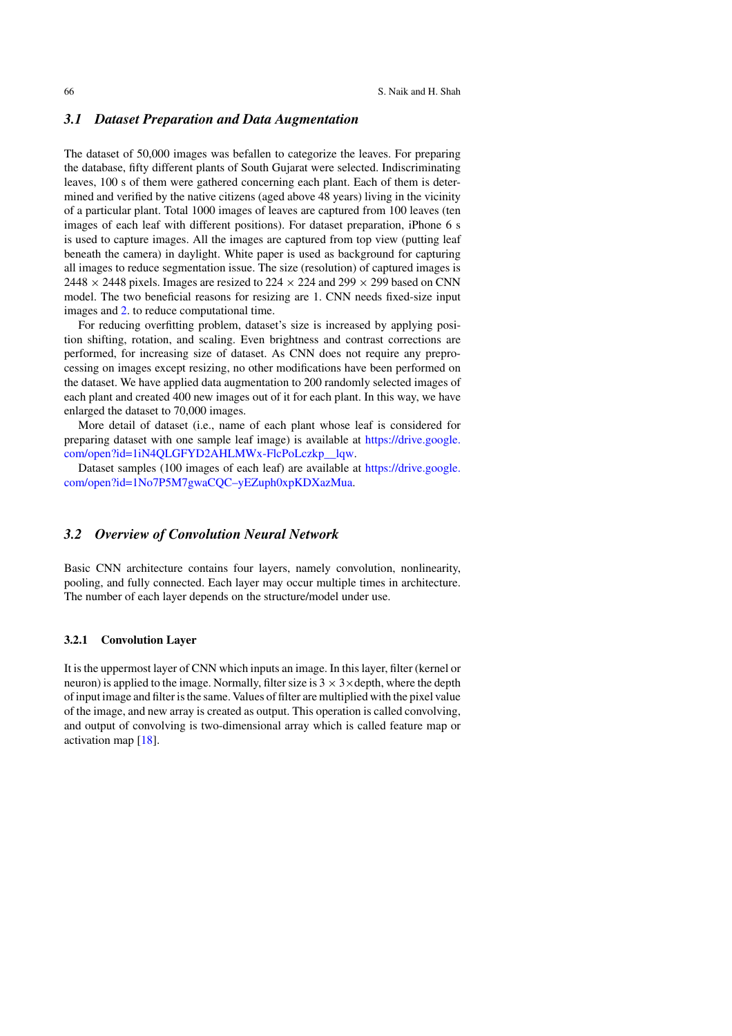### 3.1 Dataset Preparation and Data Augmentation

The dataset of 50,000 images was befallen to categorize the leaves. For preparing the database, fifty different plants of South Gujarat were selected. Indiscriminating leaves, 100 s of them were gathered concerning each plant. Each of them is determined and verified by the native citizens (aged above 48 years) living in the vicinity of a particular plant. Total 1000 images of leaves are captured from 100 leaves (ten images of each leaf with different positions). For dataset preparation, iPhone 6 s is used to capture images. All the images are captured from top view (putting leaf beneath the camera) in daylight. White paper is used as background for capturing all images to reduce segmentation issue. The size (resolution) of captured images is $2448 \times 2448$ pixels. Images are resized to $224 \times 224$ and $299 \times 299$ based on CNN model. The two beneficial reasons for resizing are 1. CNN needs fixed-size input images and 2. to reduce computational time.

For reducing overfitting problem, dataset's size is increased by applying position shifting, rotation, and scaling. Even brightness and contrast corrections are performed, for increasing size of dataset. As CNN does not require any preprocessing on images except resizing, no other modifications have been performed on the dataset. We have applied data augmentation to 200 randomly selected images of each plant and created 400 new images out of it for each plant. In this way, we have enlarged the dataset to 70,000 images.

More detail of dataset (i.e., name of each plant whose leaf is considered for preparing dataset with one sample leaf image) is available at https://drive.google.com/open?id=1iN4QLGFYD2AHLMWx-FlcPoLczkp__lqw.

Dataset samples (100 images of each leaf) are available at https://drive.google.com/open?id=1No7P5M7gwaCQC–yEZuph0xpKDXazMua.

### 3.2 Overview of Convolution Neural Network

Basic CNN architecture contains four layers, namely convolution, nonlinearity, pooling, and fully connected. Each layer may occur multiple times in architecture. The number of each layer depends on the structure/model under use.

#### 3.2.1 Convolution Layer

It is the uppermost layer of CNN which inputs an image. In this layer, filter (kernel or neuron) is applied to the image. Normally, filter size is $3 \times 3 \times$depth, where the depth of input image and filter is the same. Values of filter are multiplied with the pixel value of the image, and new array is created as output. This operation is called convolving, and output of convolving is two-dimensional array which is called feature map or activation map [18].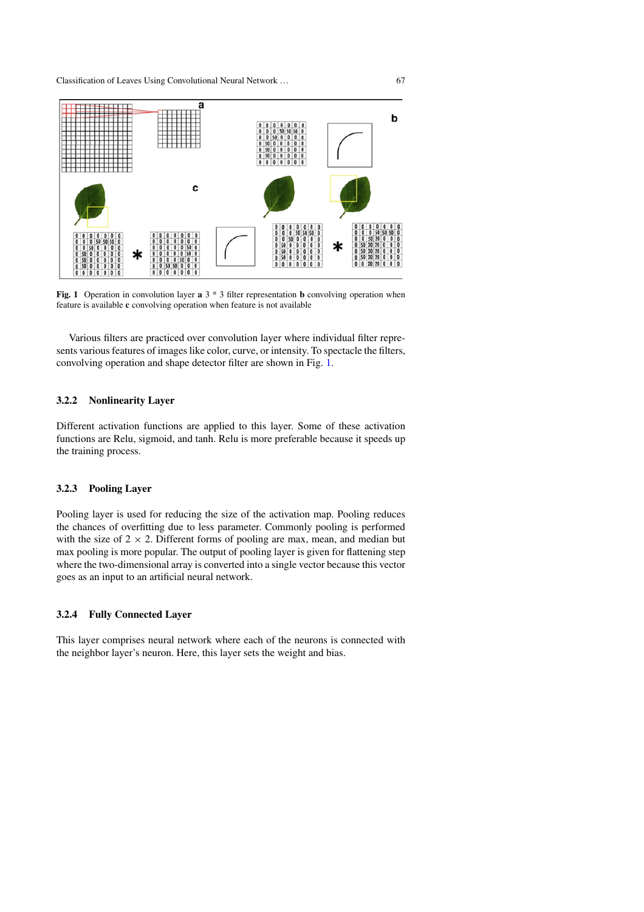Fig. 1 Operation in convolution layer **a** 3 * 3 filter representation **b** convolving operation when feature is available **c** convolving operation when feature is not available

Various filters are practiced over convolution layer where individual filter represents various features of images like color, curve, or intensity. To spectacle the filters, convolving operation and shape detector filter are shown in Fig. 1.

### 3.2.2 Nonlinearity Layer

Different activation functions are applied to this layer. Some of these activation functions are Relu, sigmoid, and tanh. Relu is more preferable because it speeds up the training process.

### 3.2.3 Pooling Layer

Pooling layer is used for reducing the size of the activation map. Pooling reduces the chances of overfitting due to less parameter. Commonly pooling is performed with the size of $2 \times 2$. Different forms of pooling are max, mean, and median but max pooling is more popular. The output of pooling layer is given for flattening step where the two-dimensional array is converted into a single vector because this vector goes as an input to an artificial neural network.

### 3.2.4 Fully Connected Layer

This layer comprises neural network where each of the neurons is connected with the neighbor layer's neuron. Here, this layer sets the weight and bias.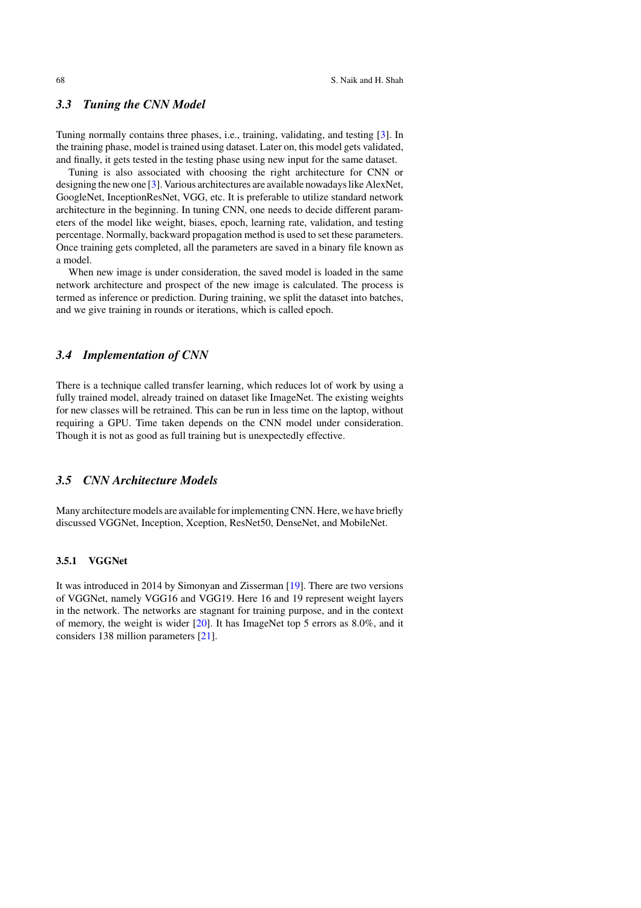### *3.3 Tuning the CNN Model*

Tuning normally contains three phases, i.e., training, validating, and testing [3]. In the training phase, model is trained using dataset. Later on, this model gets validated, and finally, it gets tested in the testing phase using new input for the same dataset.

Tuning is also associated with choosing the right architecture for CNN or designing the new one [3]. Various architectures are available nowadays like AlexNet, GoogleNet, InceptionResNet, VGG, etc. It is preferable to utilize standard network architecture in the beginning. In tuning CNN, one needs to decide different parameters of the model like weight, biases, epoch, learning rate, validation, and testing percentage. Normally, backward propagation method is used to set these parameters. Once training gets completed, all the parameters are saved in a binary file known as a model.

When new image is under consideration, the saved model is loaded in the same network architecture and prospect of the new image is calculated. The process is termed as inference or prediction. During training, we split the dataset into batches, and we give training in rounds or iterations, which is called epoch.

### *3.4 Implementation of CNN*

There is a technique called transfer learning, which reduces lot of work by using a fully trained model, already trained on dataset like ImageNet. The existing weights for new classes will be retrained. This can be run in less time on the laptop, without requiring a GPU. Time taken depends on the CNN model under consideration. Though it is not as good as full training but is unexpectedly effective.

### *3.5 CNN Architecture Models*

Many architecture models are available for implementing CNN. Here, we have briefly discussed VGGNet, Inception, Xception, ResNet50, DenseNet, and MobileNet.

#### 3.5.1 VGGNet

It was introduced in 2014 by Simonyan and Zisserman [19]. There are two versions of VGGNet, namely VGG16 and VGG19. Here 16 and 19 represent weight layers in the network. The networks are stagnant for training purpose, and in the context of memory, the weight is wider [20]. It has ImageNet top 5 errors as 8.0%, and it considers 138 million parameters [21].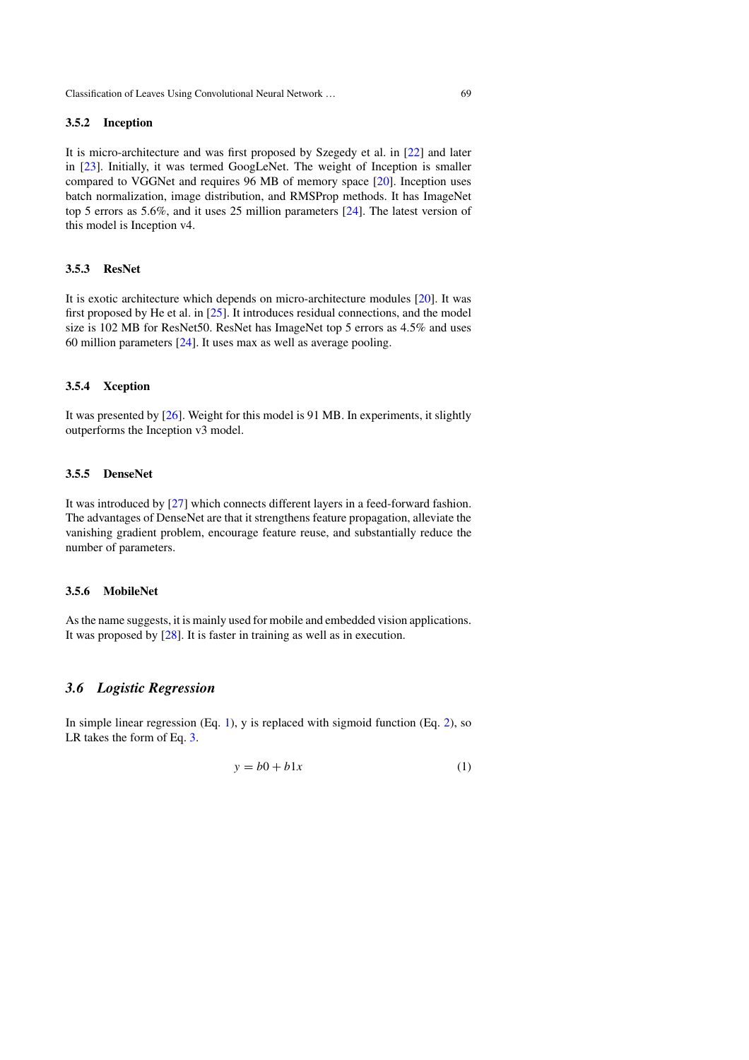### 3.5.2 Inception

It is micro-architecture and was first proposed by Szegedy et al. in [22] and later in [23]. Initially, it was termed GoogLeNet. The weight of Inception is smaller compared to VGGNet and requires 96 MB of memory space [20]. Inception uses batch normalization, image distribution, and RMSProp methods. It has ImageNet top 5 errors as 5.6%, and it uses 25 million parameters [24]. The latest version of this model is Inception v4.

### 3.5.3 ResNet

It is exotic architecture which depends on micro-architecture modules [20]. It was first proposed by He et al. in [25]. It introduces residual connections, and the model size is 102 MB for ResNet50. ResNet has ImageNet top 5 errors as 4.5% and uses 60 million parameters [24]. It uses max as well as average pooling.

### 3.5.4 Xception

It was presented by [26]. Weight for this model is 91 MB. In experiments, it slightly outperforms the Inception v3 model.

### 3.5.5 DenseNet

It was introduced by [27] which connects different layers in a feed-forward fashion. The advantages of DenseNet are that it strengthens feature propagation, alleviate the vanishing gradient problem, encourage feature reuse, and substantially reduce the number of parameters.

### 3.5.6 MobileNet

As the name suggests, it is mainly used for mobile and embedded vision applications. It was proposed by [28]. It is faster in training as well as in execution.

## 3.6 Logistic Regression

In simple linear regression (Eq. 1), y is replaced with sigmoid function (Eq. 2), so LR takes the form of Eq. 3.

$$y = b0 + b1x \tag{1}$$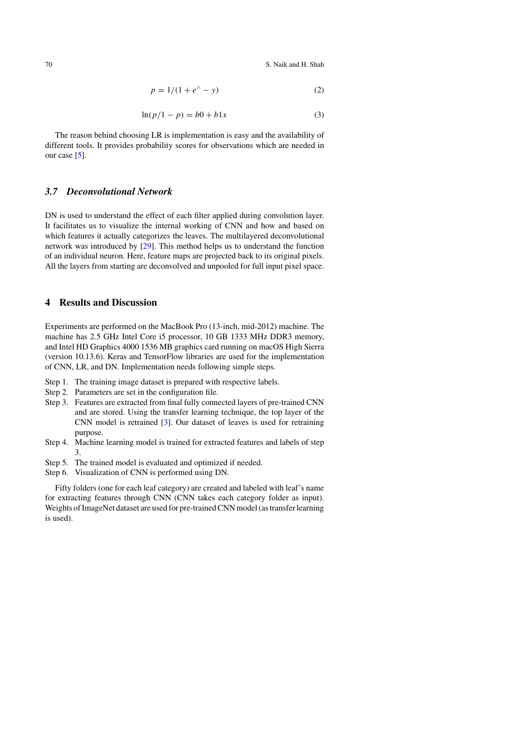$$p = 1/(1 + e^\wedge - y) \tag{2}$$

$$\ln(p/1 - p) = b0 + b1x \tag{3}$$

The reason behind choosing LR is implementation is easy and the availability of different tools. It provides probability scores for observations which are needed in our case [5].

### 3.7 Deconvolutional Network

DN is used to understand the effect of each filter applied during convolution layer. It facilitates us to visualize the internal working of CNN and how and based on which features it actually categorizes the leaves. The multilayered deconvolutional network was introduced by [29]. This method helps us to understand the function of an individual neuron. Here, feature maps are projected back to its original pixels. All the layers from starting are deconvolved and unpooled for full input pixel space.

## 4 Results and Discussion

Experiments are performed on the MacBook Pro (13-inch, mid-2012) machine. The machine has 2.5 GHz Intel Core i5 processor, 10 GB 1333 MHz DDR3 memory, and Intel HD Graphics 4000 1536 MB graphics card running on macOS High Sierra (version 10.13.6). Keras and TensorFlow libraries are used for the implementation of CNN, LR, and DN. Implementation needs following simple steps.

- Step 1. The training image dataset is prepared with respective labels.
- Step 2. Parameters are set in the configuration file.
- Step 3. Features are extracted from final fully connected layers of pre-trained CNN and are stored. Using the transfer learning technique, the top layer of the CNN model is retrained [3]. Our dataset of leaves is used for retraining purpose.
- Step 4. Machine learning model is trained for extracted features and labels of step 3.
- Step 5. The trained model is evaluated and optimized if needed.
- Step 6. Visualization of CNN is performed using DN.

Fifty folders (one for each leaf category) are created and labeled with leaf's name for extracting features through CNN (CNN takes each category folder as input). Weights of ImageNet dataset are used for pre-trained CNN model (as transfer learning is used).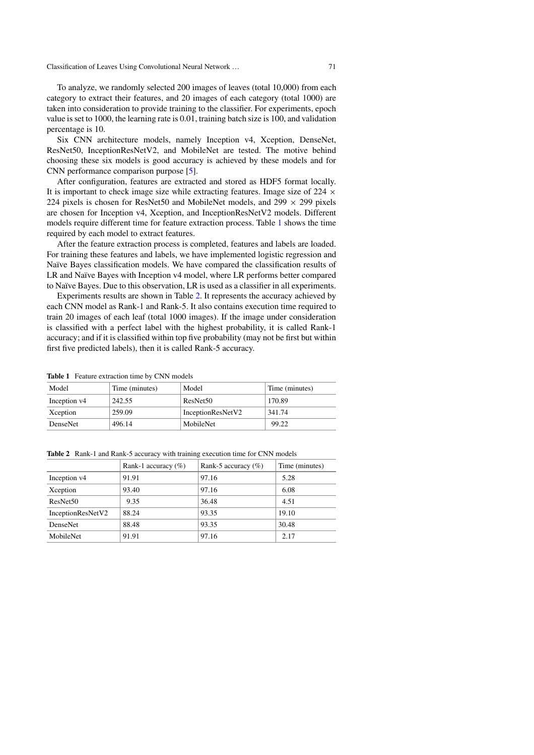To analyze, we randomly selected 200 images of leaves (total 10,000) from each category to extract their features, and 20 images of each category (total 1000) are taken into consideration to provide training to the classifier. For experiments, epoch value is set to 1000, the learning rate is 0.01, training batch size is 100, and validation percentage is 10.

Six CNN architecture models, namely Inception v4, Xception, DenseNet, ResNet50, InceptionResNetV2, and MobileNet are tested. The motive behind choosing these six models is good accuracy is achieved by these models and for CNN performance comparison purpose [5].

After configuration, features are extracted and stored as HDF5 format locally. It is important to check image size while extracting features. Image size of 224 × 224 pixels is chosen for ResNet50 and MobileNet models, and 299 × 299 pixels are chosen for Inception v4, Xception, and InceptionResNetV2 models. Different models require different time for feature extraction process. Table 1 shows the time required by each model to extract features.

After the feature extraction process is completed, features and labels are loaded. For training these features and labels, we have implemented logistic regression and Naïve Bayes classification models. We have compared the classification results of LR and Naïve Bayes with Inception v4 model, where LR performs better compared to Naïve Bayes. Due to this observation, LR is used as a classifier in all experiments.

Experiments results are shown in Table 2. It represents the accuracy achieved by each CNN model as Rank-1 and Rank-5. It also contains execution time required to train 20 images of each leaf (total 1000 images). If the image under consideration is classified with a perfect label with the highest probability, it is called Rank-1 accuracy; and if it is classified within top five probability (may not be first but within first five predicted labels), then it is called Rank-5 accuracy.

**Table 1** Feature extraction time by CNN models

| Model | Time (minutes) | Model | Time (minutes) |
|---|---|---|---|
| Inception v4 | 242.55 | ResNet50 | 170.89 |
| Xception | 259.09 | InceptionResNetV2 | 341.74 |
| DenseNet | 496.14 | MobileNet | 99.22 |

**Table 2** Rank-1 and Rank-5 accuracy with training execution time for CNN models

| | Rank-1 accuracy (%) | Rank-5 accuracy (%) | Time (minutes) |
|---|---|---|---|
| Inception v4 | 91.91 | 97.16 | 5.28 |
| Xception | 93.40 | 97.16 | 6.08 |
| ResNet50 | 9.35 | 36.48 | 4.51 |
| InceptionResNetV2 | 88.24 | 93.35 | 19.10 |
| DenseNet | 88.48 | 93.35 | 30.48 |
| MobileNet | 91.91 | 97.16 | 2.17 |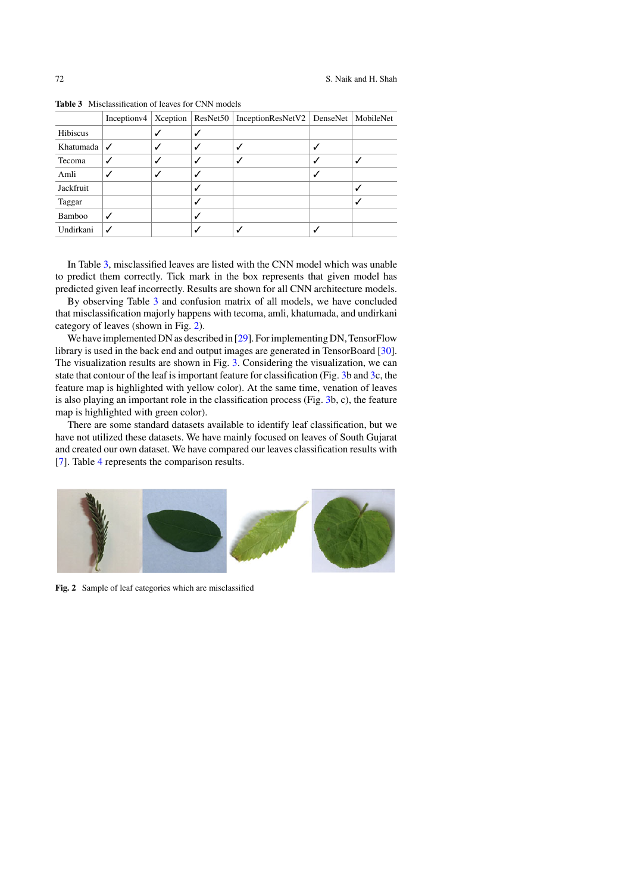**Table 3** Misclassification of leaves for CNN models

| | Inceptionv4 | Xception | ResNet50 | InceptionResNetV2 | DenseNet | MobileNet |
|---|---|---|---|---|---|---|
| Hibiscus | | ✓ | ✓ | | | |
| Khatumada | ✓ | ✓ | ✓ | ✓ | ✓ | |
| Tecoma | ✓ | ✓ | ✓ | ✓ | ✓ | ✓ |
| Amli | ✓ | ✓ | ✓ | | ✓ | |
| Jackfruit | | | ✓ | | | ✓ |
| Taggar | | | ✓ | | | ✓ |
| Bamboo | ✓ | | ✓ | | | |
| Undirkani | ✓ | | ✓ | ✓ | ✓ | |

In Table 3, misclassified leaves are listed with the CNN model which was unable to predict them correctly. Tick mark in the box represents that given model has predicted given leaf incorrectly. Results are shown for all CNN architecture models.

By observing Table 3 and confusion matrix of all models, we have concluded that misclassification majorly happens with tecoma, amli, khatumada, and undirkani category of leaves (shown in Fig. 2).

We have implemented DN as described in [29]. For implementing DN, TensorFlow library is used in the back end and output images are generated in TensorBoard [30]. The visualization results are shown in Fig. 3. Considering the visualization, we can state that contour of the leaf is important feature for classification (Fig. 3b and 3c, the feature map is highlighted with yellow color). At the same time, venation of leaves is also playing an important role in the classification process (Fig. 3b, c), the feature map is highlighted with green color).

There are some standard datasets available to identify leaf classification, but we have not utilized these datasets. We have mainly focused on leaves of South Gujarat and created our own dataset. We have compared our leaves classification results with [7]. Table 4 represents the comparison results.

**Fig. 2** Sample of leaf categories which are misclassified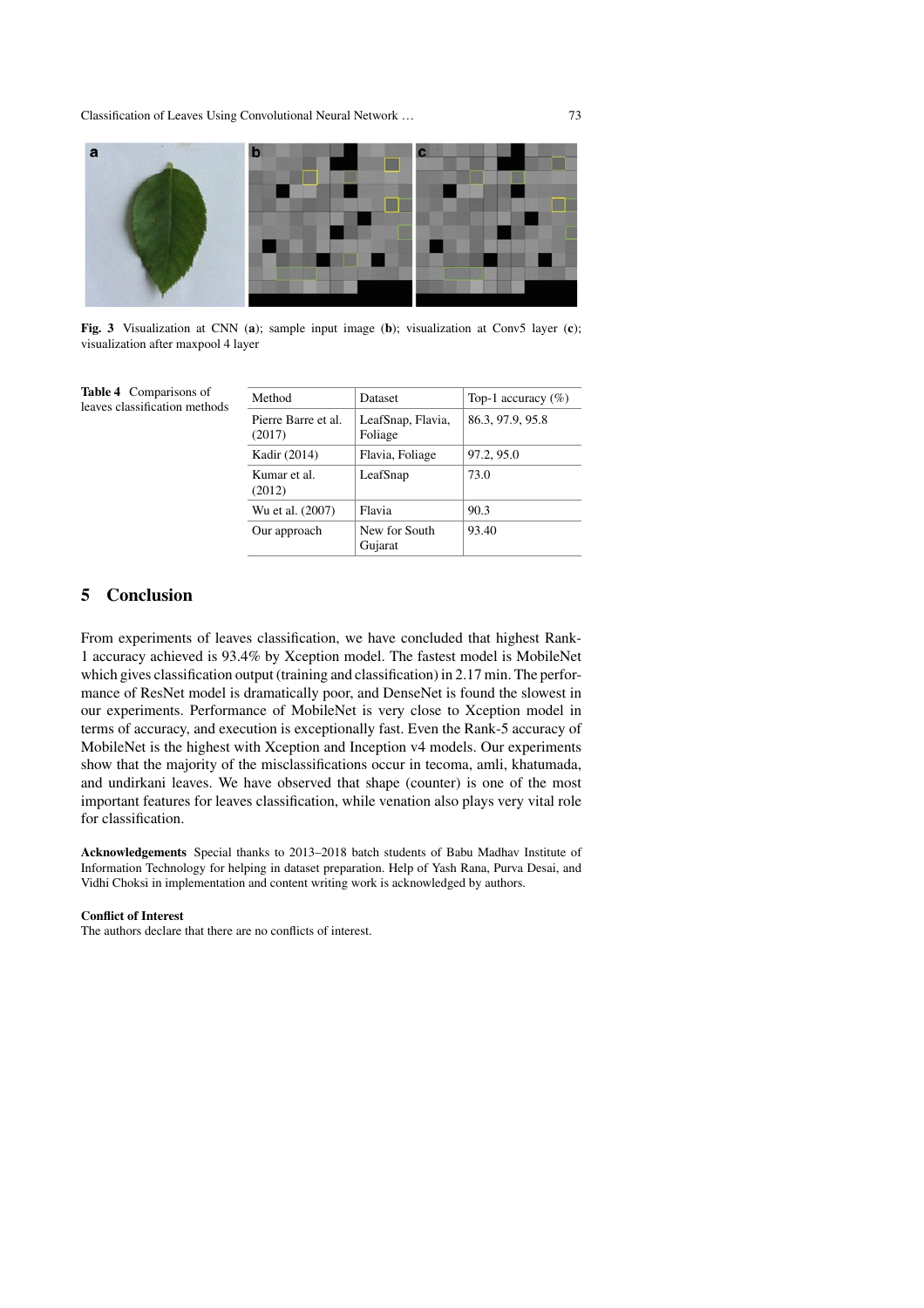Fig. 3 Visualization at CNN (**a**); sample input image (**b**); visualization at Conv5 layer (**c**); visualization after maxpool 4 layer

**Table 4** Comparisons of leaves classification methods

| Method | Dataset | Top-1 accuracy (%) |
|---|---|---|
| Pierre Barre et al. (2017) | LeafSnap, Flavia, Foliage | 86.3, 97.9, 95.8 |
| Kadir (2014) | Flavia, Foliage | 97.2, 95.0 |
| Kumar et al. (2012) | LeafSnap | 73.0 |
| Wu et al. (2007) | Flavia | 90.3 |
| Our approach | New for South Gujarat | 93.40 |

## 5 Conclusion

From experiments of leaves classification, we have concluded that highest Rank-1 accuracy achieved is 93.4% by Xception model. The fastest model is MobileNet which gives classification output (training and classification) in 2.17 min. The performance of ResNet model is dramatically poor, and DenseNet is found the slowest in our experiments. Performance of MobileNet is very close to Xception model in terms of accuracy, and execution is exceptionally fast. Even the Rank-5 accuracy of MobileNet is the highest with Xception and Inception v4 models. Our experiments show that the majority of the misclassifications occur in tecoma, amli, khatumada, and undirkani leaves. We have observed that shape (counter) is one of the most important features for leaves classification, while venation also plays very vital role for classification.

**Acknowledgements** Special thanks to 2013–2018 batch students of Babu Madhav Institute of Information Technology for helping in dataset preparation. Help of Yash Rana, Purva Desai, and Vidhi Choksi in implementation and content writing work is acknowledged by authors.

**Conflict of Interest**
The authors declare that there are no conflicts of interest.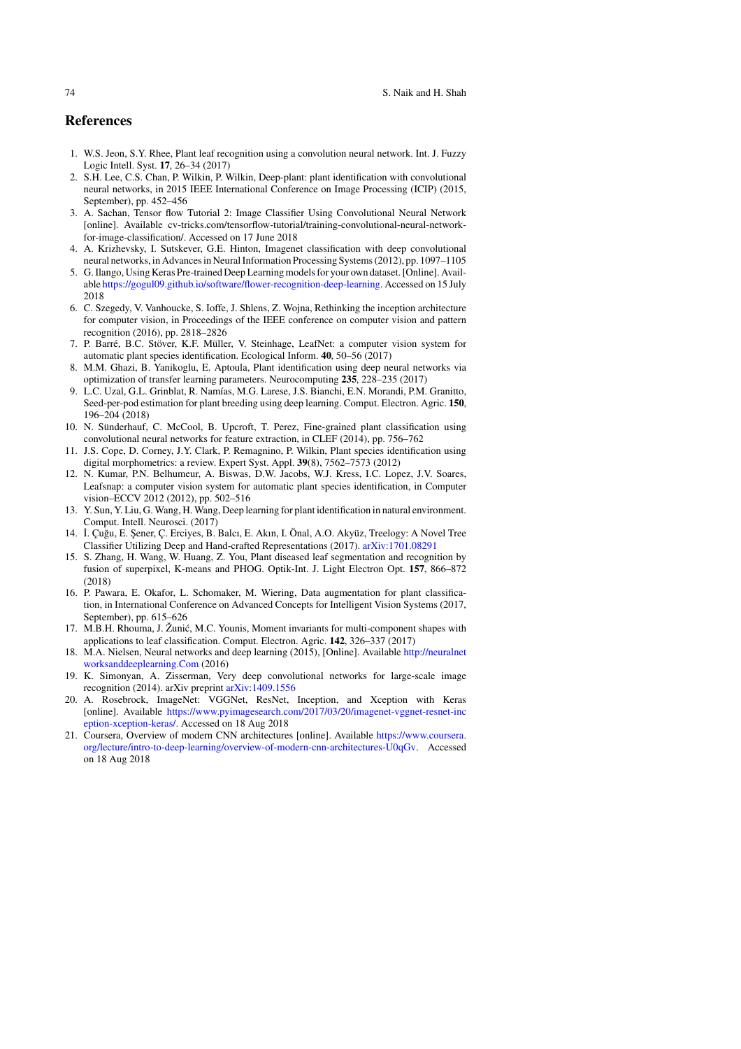## References

1. W.S. Jeon, S.Y. Rhee, Plant leaf recognition using a convolution neural network. Int. J. Fuzzy Logic Intell. Syst. **17**, 26–34 (2017)
2. S.H. Lee, C.S. Chan, P. Wilkin, P. Wilkin, Deep-plant: plant identification with convolutional neural networks, in 2015 IEEE International Conference on Image Processing (ICIP) (2015, September), pp. 452–456
3. A. Sachan, Tensor flow Tutorial 2: Image Classifier Using Convolutional Neural Network [online]. Available cv-tricks.com/tensorflow-tutorial/training-convolutional-neural-network-for-image-classification/. Accessed on 17 June 2018
4. A. Krizhevsky, I. Sutskever, G.E. Hinton, Imagenet classification with deep convolutional neural networks, in Advances in Neural Information Processing Systems (2012), pp. 1097–1105
5. G. Ilango, Using Keras Pre-trained Deep Learning models for your own dataset. [Online]. Available https://gogul09.github.io/software/flower-recognition-deep-learning. Accessed on 15 July 2018
6. C. Szegedy, V. Vanhoucke, S. Ioffe, J. Shlens, Z. Wojna, Rethinking the inception architecture for computer vision, in Proceedings of the IEEE conference on computer vision and pattern recognition (2016), pp. 2818–2826
7. P. Barré, B.C. Stöver, K.F. Müller, V. Steinhage, LeafNet: a computer vision system for automatic plant species identification. Ecological Inform. **40**, 50–56 (2017)
8. M.M. Ghazi, B. Yanikoglu, E. Aptoula, Plant identification using deep neural networks via optimization of transfer learning parameters. Neurocomputing **235**, 228–235 (2017)
9. L.C. Uzal, G.L. Grinblat, R. Namías, M.G. Larese, J.S. Bianchi, E.N. Morandi, P.M. Granitto, Seed-per-pod estimation for plant breeding using deep learning. Comput. Electron. Agric. **150**, 196–204 (2018)
10. N. Sünderhauf, C. McCool, B. Upcroft, T. Perez, Fine-grained plant classification using convolutional neural networks for feature extraction, in CLEF (2014), pp. 756–762
11. J.S. Cope, D. Corney, J.Y. Clark, P. Remagnino, P. Wilkin, Plant species identification using digital morphometrics: a review. Expert Syst. Appl. **39**(8), 7562–7573 (2012)
12. N. Kumar, P.N. Belhumeur, A. Biswas, D.W. Jacobs, W.J. Kress, I.C. Lopez, J.V. Soares, Leafsnap: a computer vision system for automatic plant species identification, in Computer vision–ECCV 2012 (2012), pp. 502–516
13. Y. Sun, Y. Liu, G. Wang, H. Wang, Deep learning for plant identification in natural environment. Comput. Intell. Neurosci. (2017)
14. İ. Çuğu, E. Şener, Ç. Erciyes, B. Balcı, E. Akın, I. Önal, A.O. Akyüz, Treelogy: A Novel Tree Classifier Utilizing Deep and Hand-crafted Representations (2017). arXiv:1701.08291
15. S. Zhang, H. Wang, W. Huang, Z. You, Plant diseased leaf segmentation and recognition by fusion of superpixel, K-means and PHOG. Optik-Int. J. Light Electron Opt. **157**, 866–872 (2018)
16. P. Pawara, E. Okafor, L. Schomaker, M. Wiering, Data augmentation for plant classification, in International Conference on Advanced Concepts for Intelligent Vision Systems (2017, September), pp. 615–626
17. M.B.H. Rhouma, J. Žunić, M.C. Younis, Moment invariants for multi-component shapes with applications to leaf classification. Comput. Electron. Agric. **142**, 326–337 (2017)
18. M.A. Nielsen, Neural networks and deep learning (2015), [Online]. Available http://neuralnetworksanddeeplearning.Com (2016)
19. K. Simonyan, A. Zisserman, Very deep convolutional networks for large-scale image recognition (2014). arXiv preprint arXiv:1409.1556
20. A. Rosebrock, ImageNet: VGGNet, ResNet, Inception, and Xception with Keras [online]. Available https://www.pyimagesearch.com/2017/03/20/imagenet-vggnet-resnet-inception-xception-keras/. Accessed on 18 Aug 2018
21. Coursera, Overview of modern CNN architectures [online]. Available https://www.coursera.org/lecture/intro-to-deep-learning/overview-of-modern-cnn-architectures-U0qGv. Accessed on 18 Aug 2018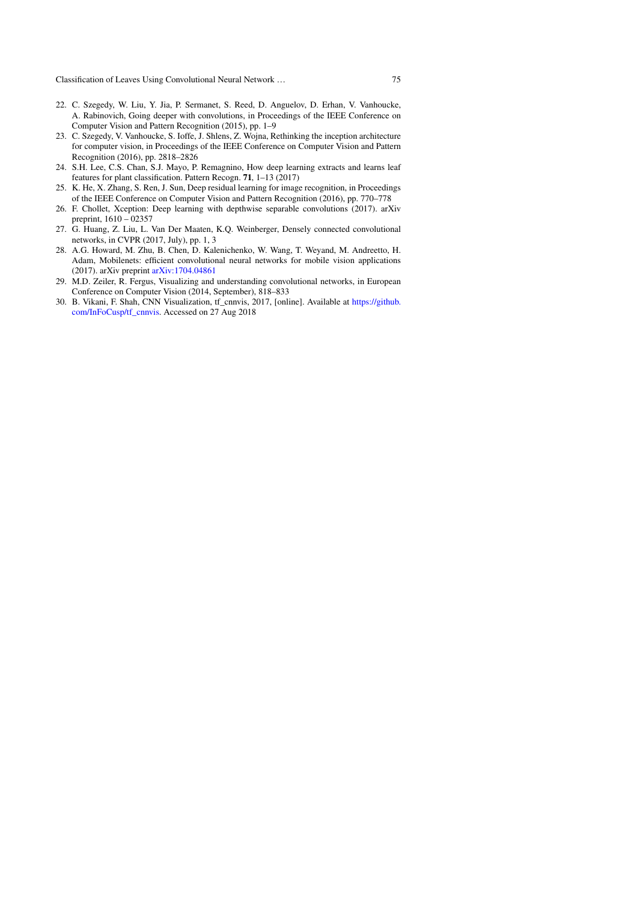22. C. Szegedy, W. Liu, Y. Jia, P. Sermanet, S. Reed, D. Anguelov, D. Erhan, V. Vanhoucke, A. Rabinovich, Going deeper with convolutions, in Proceedings of the IEEE Conference on Computer Vision and Pattern Recognition (2015), pp. 1–9
23. C. Szegedy, V. Vanhoucke, S. Ioffe, J. Shlens, Z. Wojna, Rethinking the inception architecture for computer vision, in Proceedings of the IEEE Conference on Computer Vision and Pattern Recognition (2016), pp. 2818–2826
24. S.H. Lee, C.S. Chan, S.J. Mayo, P. Remagnino, How deep learning extracts and learns leaf features for plant classification. Pattern Recogn. **71**, 1–13 (2017)
25. K. He, X. Zhang, S. Ren, J. Sun, Deep residual learning for image recognition, in Proceedings of the IEEE Conference on Computer Vision and Pattern Recognition (2016), pp. 770–778
26. F. Chollet, Xception: Deep learning with depthwise separable convolutions (2017). arXiv preprint, 1610 – 02357
27. G. Huang, Z. Liu, L. Van Der Maaten, K.Q. Weinberger, Densely connected convolutional networks, in CVPR (2017, July), pp. 1, 3
28. A.G. Howard, M. Zhu, B. Chen, D. Kalenichenko, W. Wang, T. Weyand, M. Andreetto, H. Adam, Mobilenets: efficient convolutional neural networks for mobile vision applications (2017). arXiv preprint arXiv:1704.04861
29. M.D. Zeiler, R. Fergus, Visualizing and understanding convolutional networks, in European Conference on Computer Vision (2014, September), 818–833
30. B. Vikani, F. Shah, CNN Visualization, tf_cnnvis, 2017, [online]. Available at https://github.com/InFoCusp/tf_cnnvis. Accessed on 27 Aug 2018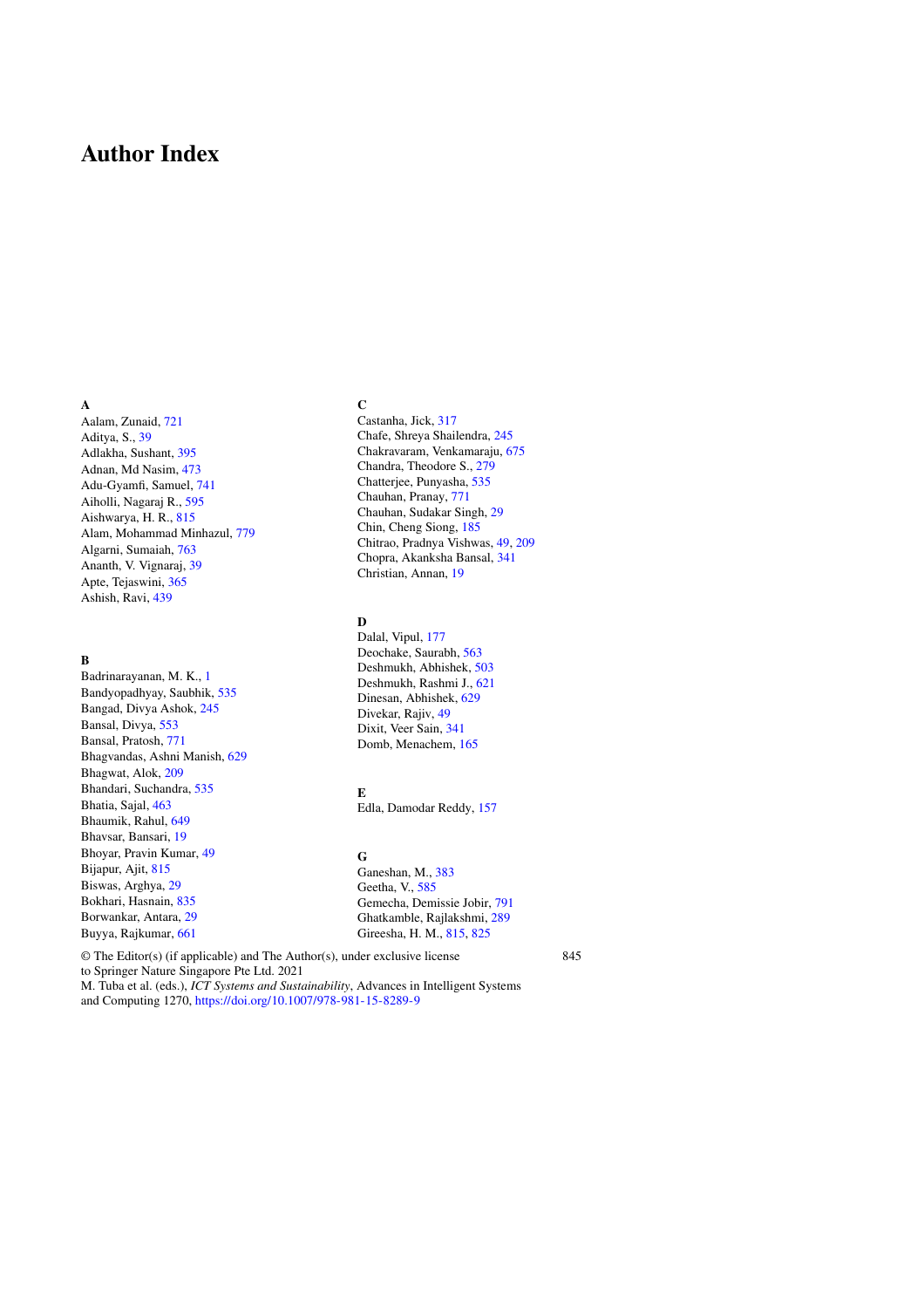# Author Index

**A**

Aalam, Zunaid, 721
Aditya, S., 39
Adlakha, Sushant, 395
Adnan, Md Nasim, 473
Adu-Gyamfi, Samuel, 741
Aiholli, Nagaraj R., 595
Aishwarya, H. R., 815
Alam, Mohammad Minhazul, 779
Algarni, Sumaiah, 763
Ananth, V. Vignaraj, 39
Apte, Tejaswini, 365
Ashish, Ravi, 439

**B**

Badrinarayanan, M. K., 1
Bandyopadhyay, Saubhik, 535
Bangad, Divya Ashok, 245
Bansal, Divya, 553
Bansal, Pratosh, 771
Bhagvandas, Ashni Manish, 629
Bhagwat, Alok, 209
Bhandari, Suchandra, 535
Bhatia, Sajal, 463
Bhaumik, Rahul, 649
Bhavsar, Bansari, 19
Bhoyar, Pravin Kumar, 49
Bijapur, Ajit, 815
Biswas, Arghya, 29
Bokhari, Hasnain, 835
Borwankar, Antara, 29
Buyya, Rajkumar, 661

**C**

Castanha, Jick, 317
Chafe, Shreya Shailendra, 245
Chakravaram, Venkamaraju, 675
Chandra, Theodore S., 279
Chatterjee, Punyasha, 535
Chauhan, Pranay, 771
Chauhan, Sudakar Singh, 29
Chin, Cheng Siong, 185
Chitrao, Pradnya Vishwas, 49, 209
Chopra, Akanksha Bansal, 341
Christian, Annan, 19

**D**

Dalal, Vipul, 177
Deochake, Saurabh, 563
Deshmukh, Abhishek, 503
Deshmukh, Rashmi J., 621
Dinesan, Abhishek, 629
Divekar, Rajiv, 49
Dixit, Veer Sain, 341
Domb, Menachem, 165

**E**

Edla, Damodar Reddy, 157

**G**

Ganeshan, M., 383
Geetha, V., 585
Gemecha, Demissie Jobir, 791
Ghatkamble, Rajlakshmi, 289
Gireesha, H. M., 815, 825

© The Editor(s) (if applicable) and The Author(s), under exclusive license to Springer Nature Singapore Pte Ltd. 2021
M. Tuba et al. (eds.), *ICT Systems and Sustainability*, Advances in Intelligent Systems and Computing 1270, https://doi.org/10.1007/978-981-15-8289-9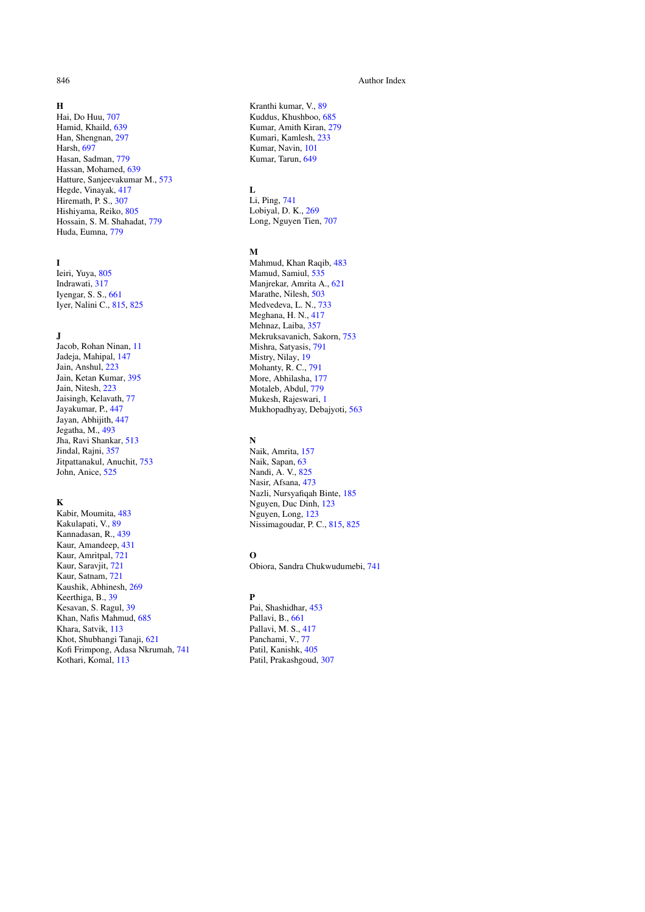## H

Hai, Do Huu, 707
Hamid, Khaild, 639
Han, Shengnan, 297
Harsh, 697
Hasan, Sadman, 779
Hassan, Mohamed, 639
Hatture, Sanjeevakumar M., 573
Hegde, Vinayak, 417
Hiremath, P. S., 307
Hishiyama, Reiko, 805
Hossain, S. M. Shahadat, 779
Huda, Eumna, 779

## I

Ieiri, Yuya, 805
Indrawati, 317
Iyengar, S. S., 661
Iyer, Nalini C., 815, 825

## J

Jacob, Rohan Ninan, 11
Jadeja, Mahipal, 147
Jain, Anshul, 223
Jain, Ketan Kumar, 395
Jain, Nitesh, 223
Jaisingh, Kelavath, 77
Jayakumar, P., 447
Jayan, Abhijith, 447
Jegatha, M., 493
Jha, Ravi Shankar, 513
Jindal, Rajni, 357
Jitpattanakul, Anuchit, 753
John, Anice, 525

## K

Kabir, Moumita, 483
Kakulapati, V., 89
Kannadasan, R., 439
Kaur, Amandeep, 431
Kaur, Amritpal, 721
Kaur, Saravjit, 721
Kaur, Satnam, 721
Kaushik, Abhinesh, 269
Keerthiga, B., 39
Kesavan, S. Ragul, 39
Khan, Nafis Mahmud, 685
Khara, Satvik, 113
Khot, Shubhangi Tanaji, 621
Kofi Frimpong, Adasa Nkrumah, 741
Kothari, Komal, 113
Kranthi kumar, V., 89
Kuddus, Khushboo, 685
Kumar, Amith Kiran, 279
Kumari, Kamlesh, 233
Kumar, Navin, 101
Kumar, Tarun, 649

## L

Li, Ping, 741
Lobiyal, D. K., 269
Long, Nguyen Tien, 707

## M

Mahmud, Khan Raqib, 483
Mamud, Samiul, 535
Manjrekar, Amrita A., 621
Marathe, Nilesh, 503
Medvedeva, L. N., 733
Meghana, H. N., 417
Mehnaz, Laiba, 357
Mekruksavanich, Sakorn, 753
Mishra, Satyasis, 791
Mistry, Nilay, 19
Mohanty, R. C., 791
More, Abhilasha, 177
Motaleb, Abdul, 779
Mukesh, Rajeswari, 1
Mukhopadhyay, Debajyoti, 563

## N

Naik, Amrita, 157
Naik, Sapan, 63
Nandi, A. V., 825
Nasir, Afsana, 473
Nazli, Nursyafiqah Binte, 185
Nguyen, Duc Dinh, 123
Nguyen, Long, 123
Nissimagoudar, P. C., 815, 825

## O

Obiora, Sandra Chukwudumebi, 741

## P

Pai, Shashidhar, 453
Pallavi, B., 661
Pallavi, M. S., 417
Panchami, V., 77
Patil, Kanishk, 405
Patil, Prakashgoud, 307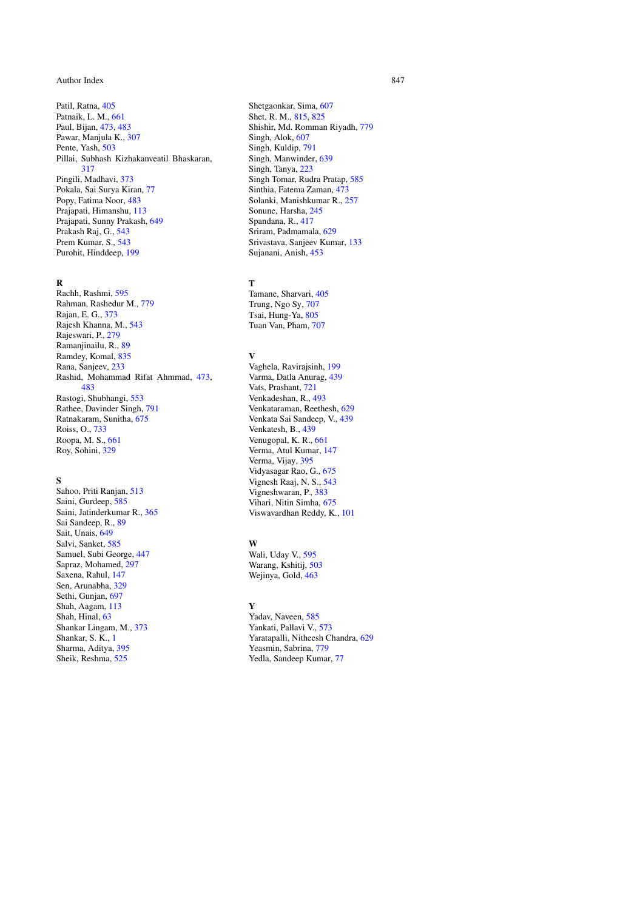Patil, Ratna, 405
Patnaik, L. M., 661
Paul, Bijan, 473, 483
Pawar, Manjula K., 307
Pente, Yash, 503
Pillai, Subhash Kizhakanveatil Bhaskaran, 317
Pingili, Madhavi, 373
Pokala, Sai Surya Kiran, 77
Popy, Fatima Noor, 483
Prajapati, Himanshu, 113
Prajapati, Sunny Prakash, 649
Prakash Raj, G., 543
Prem Kumar, S., 543
Purohit, Hinddeep, 199

**R**

Rachh, Rashmi, 595
Rahman, Rashedur M., 779
Rajan, E. G., 373
Rajesh Khanna, M., 543
Rajeswari, P., 279
Ramanjinailu, R., 89
Ramdey, Komal, 835
Rana, Sanjeev, 233
Rashid, Mohammad Rifat Ahmmad, 473, 483
Rastogi, Shubhangi, 553
Rathee, Davinder Singh, 791
Ratnakaram, Sunitha, 675
Roiss, O., 733
Roopa, M. S., 661
Roy, Sohini, 329

**S**

Sahoo, Priti Ranjan, 513
Saini, Gurdeep, 585
Saini, Jatinderkumar R., 365
Sai Sandeep, R., 89
Sait, Unais, 649
Salvi, Sanket, 585
Samuel, Subi George, 447
Sapraz, Mohamed, 297
Saxena, Rahul, 147
Sen, Arunabha, 329
Sethi, Gunjan, 697
Shah, Aagam, 113
Shah, Hinal, 63
Shankar Lingam, M., 373
Shankar, S. K., 1
Sharma, Aditya, 395
Sheik, Reshma, 525
Shetgaonkar, Sima, 607
Shet, R. M., 815, 825
Shishir, Md. Romman Riyadh, 779
Singh, Alok, 607
Singh, Kuldip, 791
Singh, Manwinder, 639
Singh, Tanya, 223
Singh Tomar, Rudra Pratap, 585
Sinthia, Fatema Zaman, 473
Solanki, Manishkumar R., 257
Sonune, Harsha, 245
Spandana, R., 417
Sriram, Padmamala, 629
Srivastava, Sanjeev Kumar, 133
Sujanani, Anish, 453

**T**

Tamane, Sharvari, 405
Trung, Ngo Sy, 707
Tsai, Hung-Ya, 805
Tuan Van, Pham, 707

**V**

Vaghela, Ravirajsinh, 199
Varma, Datla Anurag, 439
Vats, Prashant, 721
Venkadeshan, R., 493
Venkataraman, Reethesh, 629
Venkata Sai Sandeep, V., 439
Venkatesh, B., 439
Venugopal, K. R., 661
Verma, Atul Kumar, 147
Verma, Vijay, 395
Vidyasagar Rao, G., 675
Vignesh Raaj, N. S., 543
Vigneshwaran, P., 383
Vihari, Nitin Simha, 675
Viswavardhan Reddy, K., 101

**W**

Wali, Uday V., 595
Warang, Kshitij, 503
Wejinya, Gold, 463

**Y**

Yadav, Naveen, 585
Yankati, Pallavi V., 573
Yaratapalli, Nitheesh Chandra, 629
Yeasmin, Sabrina, 779
Yedla, Sandeep Kumar, 77